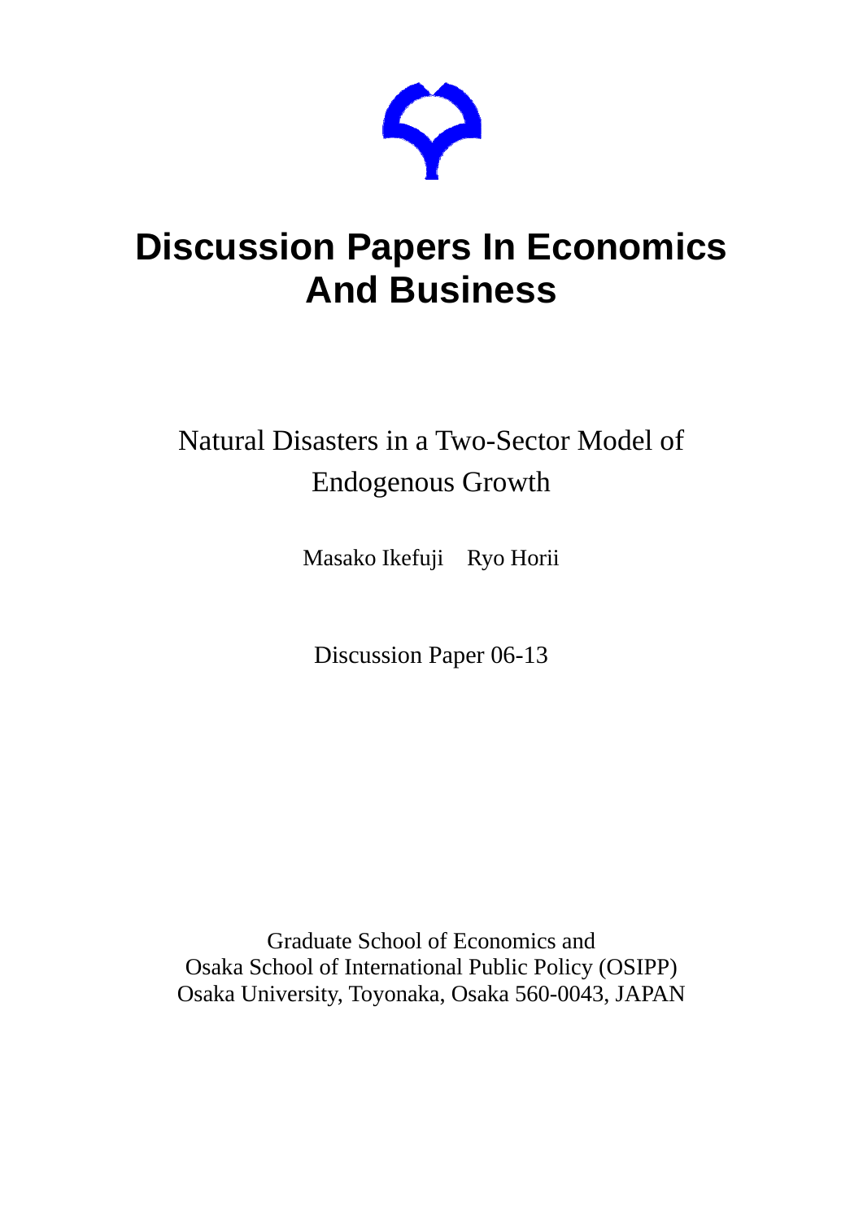# Discussion Papers In Economics And Business

Natural Disasters in a Two-Sector Model of Endogenous Growth

Masako Ikefuji Ryo Horii

Discussion Paper 06-13

Graduate School of Economics and
Osaka School of International Public Policy (OSIPP)
Osaka University, Toyonaka, Osaka 560-0043, JAPAN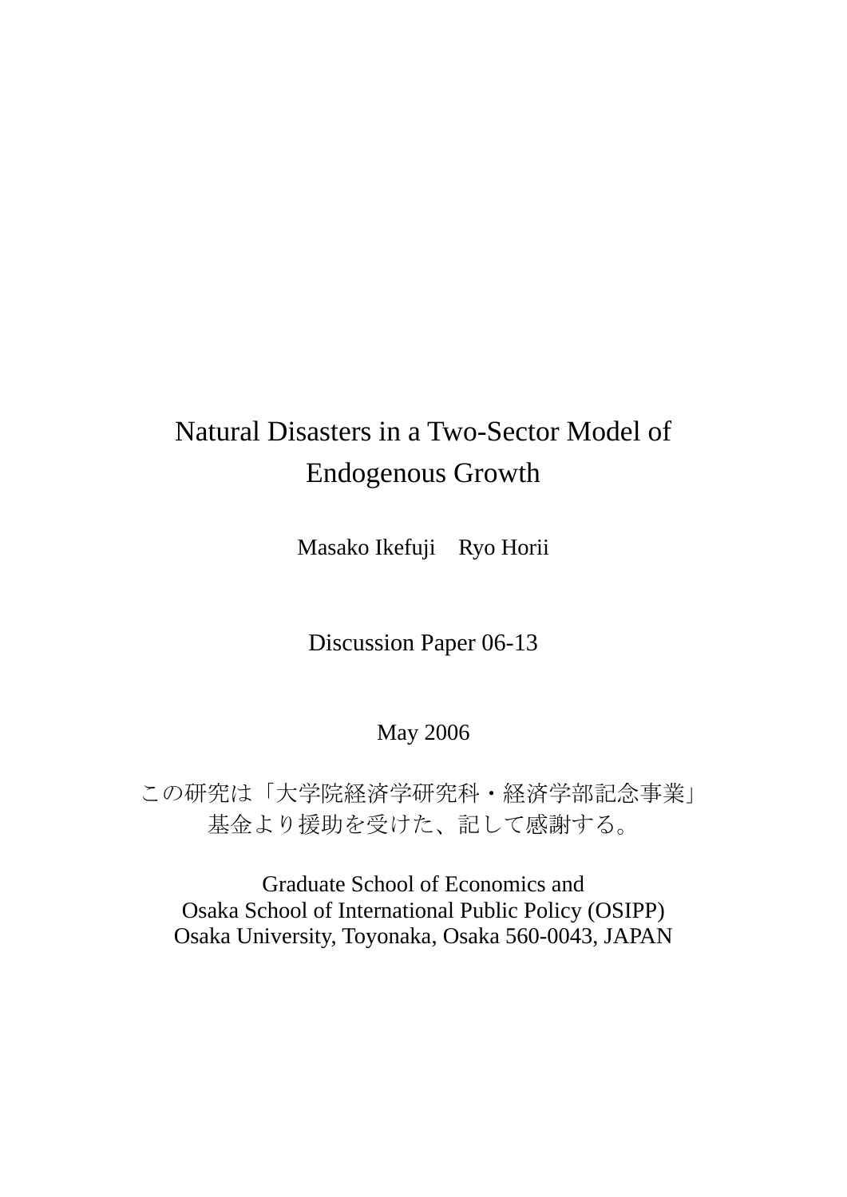# Natural Disasters in a Two-Sector Model of Endogenous Growth

Masako Ikefuji　Ryo Horii

Discussion Paper 06-13

May 2006

この研究は「大学院経済学研究科・経済学部記念事業」
基金より援助を受けた、記して感謝する。

Graduate School of Economics and
Osaka School of International Public Policy (OSIPP)
Osaka University, Toyonaka, Osaka 560-0043, JAPAN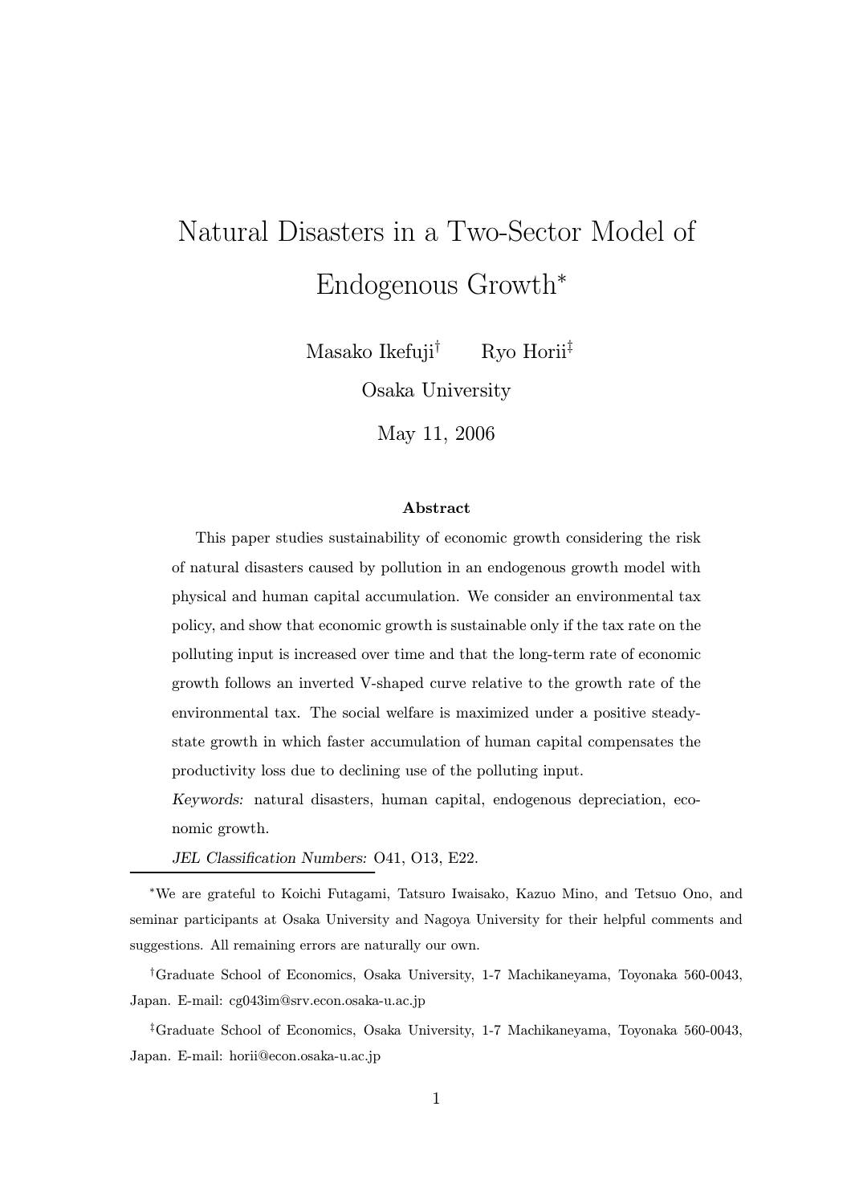# Natural Disasters in a Two-Sector Model of Endogenous Growth*

Masako Ikefuji[†] Ryo Horii[‡]

Osaka University

May 11, 2006

**Abstract**

This paper studies sustainability of economic growth considering the risk of natural disasters caused by pollution in an endogenous growth model with physical and human capital accumulation. We consider an environmental tax policy, and show that economic growth is sustainable only if the tax rate on the polluting input is increased over time and that the long-term rate of economic growth follows an inverted V-shaped curve relative to the growth rate of the environmental tax. The social welfare is maximized under a positive steady-state growth in which faster accumulation of human capital compensates the productivity loss due to declining use of the polluting input.

*Keywords:* natural disasters, human capital, endogenous depreciation, economic growth.

*JEL Classification Numbers:* O41, O13, E22.

---

*We are grateful to Koichi Futagami, Tatsuro Iwaisako, Kazuo Mino, and Tetsuo Ono, and seminar participants at Osaka University and Nagoya University for their helpful comments and suggestions. All remaining errors are naturally our own.

[†]Graduate School of Economics, Osaka University, 1-7 Machikaneyama, Toyonaka 560-0043, Japan. E-mail: cg043im@srv.econ.osaka-u.ac.jp

[‡]Graduate School of Economics, Osaka University, 1-7 Machikaneyama, Toyonaka 560-0043, Japan. E-mail: horii@econ.osaka-u.ac.jp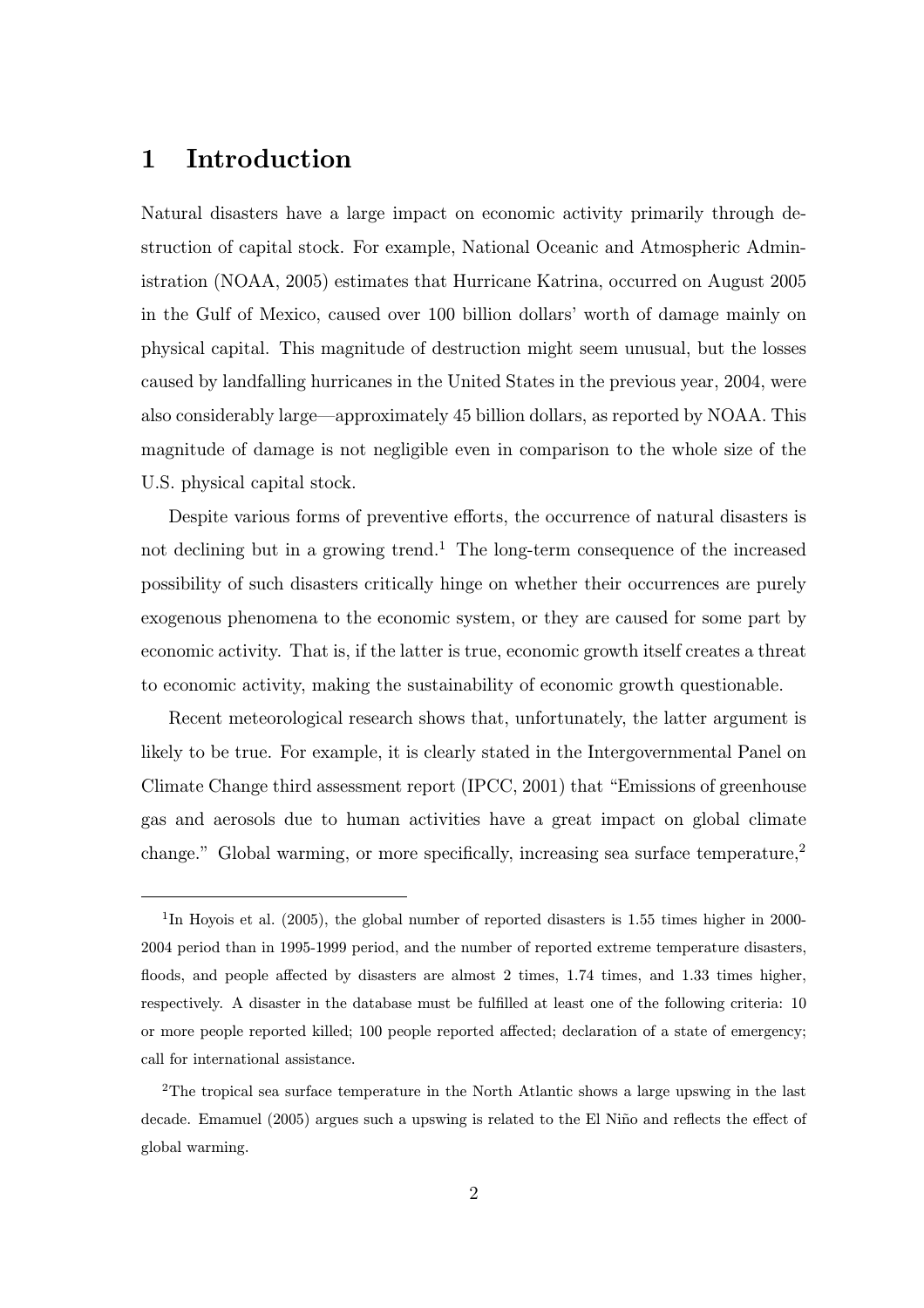# 1 Introduction

Natural disasters have a large impact on economic activity primarily through destruction of capital stock. For example, National Oceanic and Atmospheric Administration (NOAA, 2005) estimates that Hurricane Katrina, occurred on August 2005 in the Gulf of Mexico, caused over 100 billion dollars' worth of damage mainly on physical capital. This magnitude of destruction might seem unusual, but the losses caused by landfalling hurricanes in the United States in the previous year, 2004, were also considerably large—approximately 45 billion dollars, as reported by NOAA. This magnitude of damage is not negligible even in comparison to the whole size of the U.S. physical capital stock.

Despite various forms of preventive efforts, the occurrence of natural disasters is not declining but in a growing trend.[1] The long-term consequence of the increased possibility of such disasters critically hinge on whether their occurrences are purely exogenous phenomena to the economic system, or they are caused for some part by economic activity. That is, if the latter is true, economic growth itself creates a threat to economic activity, making the sustainability of economic growth questionable.

Recent meteorological research shows that, unfortunately, the latter argument is likely to be true. For example, it is clearly stated in the Intergovernmental Panel on Climate Change third assessment report (IPCC, 2001) that "Emissions of greenhouse gas and aerosols due to human activities have a great impact on global climate change." Global warming, or more specifically, increasing sea surface temperature,[2]

---

[1] In Hoyois et al. (2005), the global number of reported disasters is 1.55 times higher in 2000-2004 period than in 1995-1999 period, and the number of reported extreme temperature disasters, floods, and people affected by disasters are almost 2 times, 1.74 times, and 1.33 times higher, respectively. A disaster in the database must be fulfilled at least one of the following criteria: 10 or more people reported killed; 100 people reported affected; declaration of a state of emergency; call for international assistance.

[2] The tropical sea surface temperature in the North Atlantic shows a large upswing in the last decade. Emamuel (2005) argues such a upswing is related to the El Niño and reflects the effect of global warming.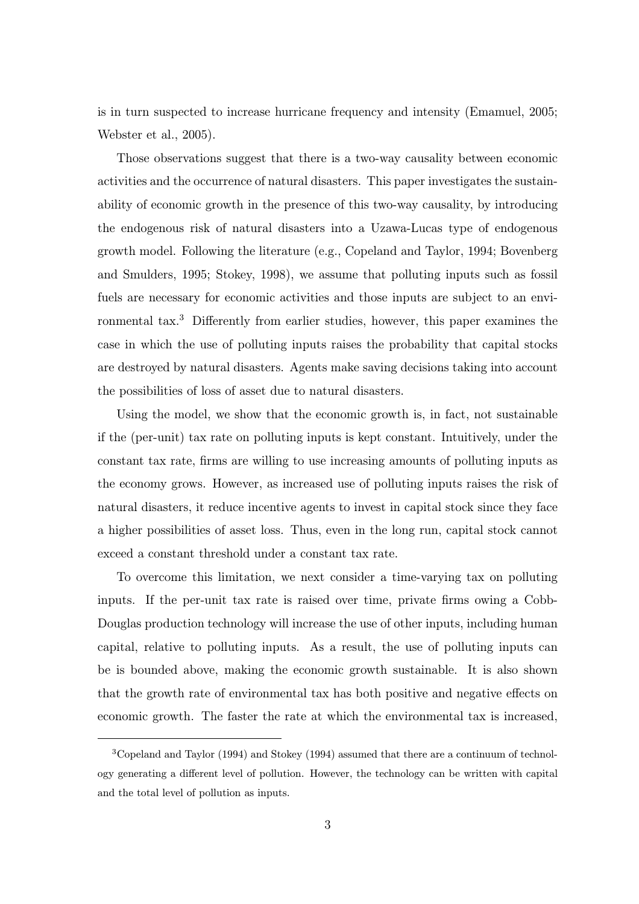is in turn suspected to increase hurricane frequency and intensity (Emamuel, 2005; Webster et al., 2005).

Those observations suggest that there is a two-way causality between economic activities and the occurrence of natural disasters. This paper investigates the sustainability of economic growth in the presence of this two-way causality, by introducing the endogenous risk of natural disasters into a Uzawa-Lucas type of endogenous growth model. Following the literature (e.g., Copeland and Taylor, 1994; Bovenberg and Smulders, 1995; Stokey, 1998), we assume that polluting inputs such as fossil fuels are necessary for economic activities and those inputs are subject to an environmental tax.[3] Differently from earlier studies, however, this paper examines the case in which the use of polluting inputs raises the probability that capital stocks are destroyed by natural disasters. Agents make saving decisions taking into account the possibilities of loss of asset due to natural disasters.

Using the model, we show that the economic growth is, in fact, not sustainable if the (per-unit) tax rate on polluting inputs is kept constant. Intuitively, under the constant tax rate, firms are willing to use increasing amounts of polluting inputs as the economy grows. However, as increased use of polluting inputs raises the risk of natural disasters, it reduce incentive agents to invest in capital stock since they face a higher possibilities of asset loss. Thus, even in the long run, capital stock cannot exceed a constant threshold under a constant tax rate.

To overcome this limitation, we next consider a time-varying tax on polluting inputs. If the per-unit tax rate is raised over time, private firms owing a Cobb-Douglas production technology will increase the use of other inputs, including human capital, relative to polluting inputs. As a result, the use of polluting inputs can be is bounded above, making the economic growth sustainable. It is also shown that the growth rate of environmental tax has both positive and negative effects on economic growth. The faster the rate at which the environmental tax is increased,

[3] Copeland and Taylor (1994) and Stokey (1994) assumed that there are a continuum of technology generating a different level of pollution. However, the technology can be written with capital and the total level of pollution as inputs.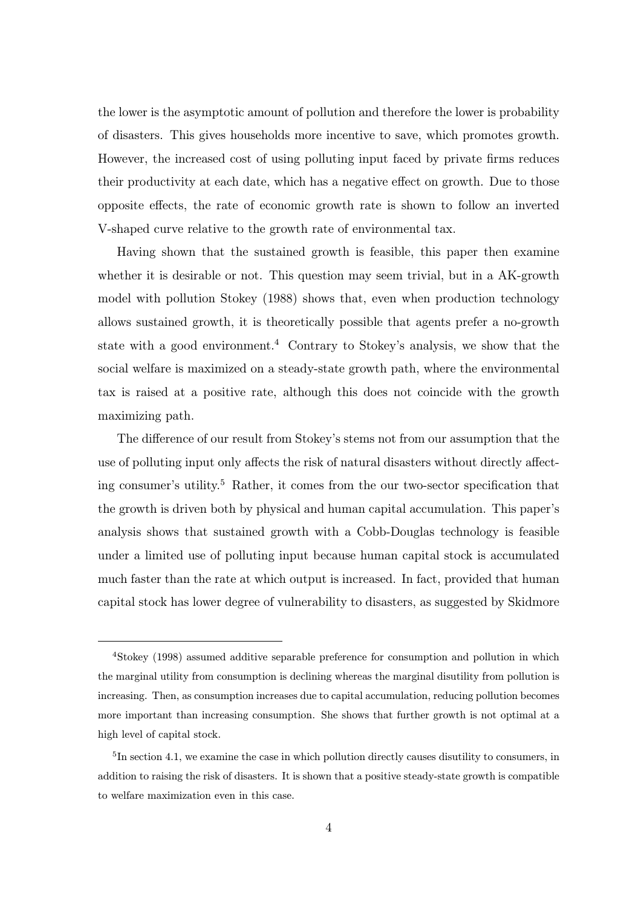the lower is the asymptotic amount of pollution and therefore the lower is probability of disasters. This gives households more incentive to save, which promotes growth. However, the increased cost of using polluting input faced by private firms reduces their productivity at each date, which has a negative effect on growth. Due to those opposite effects, the rate of economic growth rate is shown to follow an inverted V-shaped curve relative to the growth rate of environmental tax.

Having shown that the sustained growth is feasible, this paper then examine whether it is desirable or not. This question may seem trivial, but in a AK-growth model with pollution Stokey (1988) shows that, even when production technology allows sustained growth, it is theoretically possible that agents prefer a no-growth state with a good environment.[4] Contrary to Stokey's analysis, we show that the social welfare is maximized on a steady-state growth path, where the environmental tax is raised at a positive rate, although this does not coincide with the growth maximizing path.

The difference of our result from Stokey's stems not from our assumption that the use of polluting input only affects the risk of natural disasters without directly affecting consumer's utility.[5] Rather, it comes from the our two-sector specification that the growth is driven both by physical and human capital accumulation. This paper's analysis shows that sustained growth with a Cobb-Douglas technology is feasible under a limited use of polluting input because human capital stock is accumulated much faster than the rate at which output is increased. In fact, provided that human capital stock has lower degree of vulnerability to disasters, as suggested by Skidmore

---

[4]Stokey (1998) assumed additive separable preference for consumption and pollution in which the marginal utility from consumption is declining whereas the marginal disutility from pollution is increasing. Then, as consumption increases due to capital accumulation, reducing pollution becomes more important than increasing consumption. She shows that further growth is not optimal at a high level of capital stock.

[5]In section 4.1, we examine the case in which pollution directly causes disutility to consumers, in addition to raising the risk of disasters. It is shown that a positive steady-state growth is compatible to welfare maximization even in this case.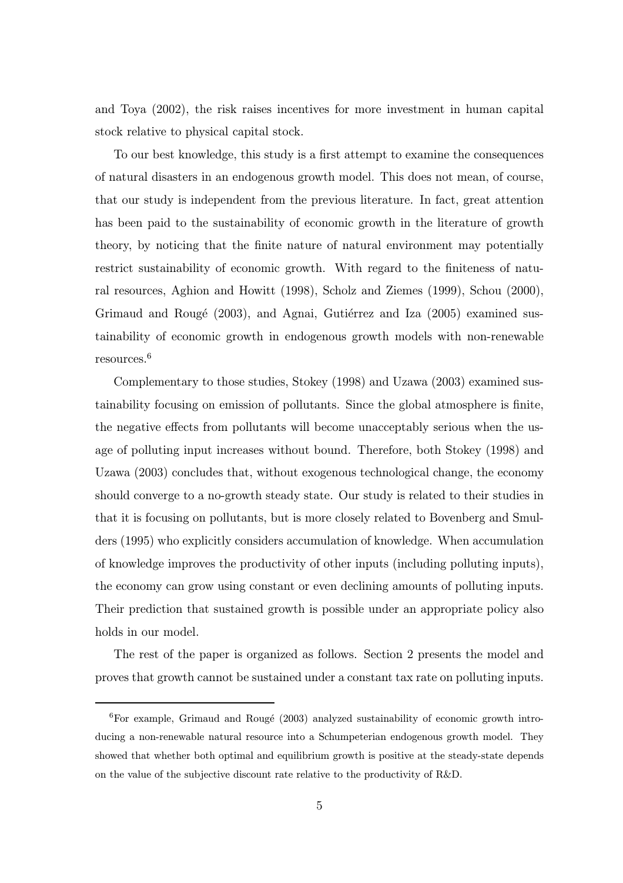and Toya (2002), the risk raises incentives for more investment in human capital stock relative to physical capital stock.

To our best knowledge, this study is a first attempt to examine the consequences of natural disasters in an endogenous growth model. This does not mean, of course, that our study is independent from the previous literature. In fact, great attention has been paid to the sustainability of economic growth in the literature of growth theory, by noticing that the finite nature of natural environment may potentially restrict sustainability of economic growth. With regard to the finiteness of natural resources, Aghion and Howitt (1998), Scholz and Ziemes (1999), Schou (2000), Grimaud and Rougé (2003), and Agnai, Gutiérrez and Iza (2005) examined sustainability of economic growth in endogenous growth models with non-renewable resources.[6]

Complementary to those studies, Stokey (1998) and Uzawa (2003) examined sustainability focusing on emission of pollutants. Since the global atmosphere is finite, the negative effects from pollutants will become unacceptably serious when the usage of polluting input increases without bound. Therefore, both Stokey (1998) and Uzawa (2003) concludes that, without exogenous technological change, the economy should converge to a no-growth steady state. Our study is related to their studies in that it is focusing on pollutants, but is more closely related to Bovenberg and Smulders (1995) who explicitly considers accumulation of knowledge. When accumulation of knowledge improves the productivity of other inputs (including polluting inputs), the economy can grow using constant or even declining amounts of polluting inputs. Their prediction that sustained growth is possible under an appropriate policy also holds in our model.

The rest of the paper is organized as follows. Section 2 presents the model and proves that growth cannot be sustained under a constant tax rate on polluting inputs.

[6]For example, Grimaud and Rougé (2003) analyzed sustainability of economic growth introducing a non-renewable natural resource into a Schumpeterian endogenous growth model. They showed that whether both optimal and equilibrium growth is positive at the steady-state depends on the value of the subjective discount rate relative to the productivity of R&D.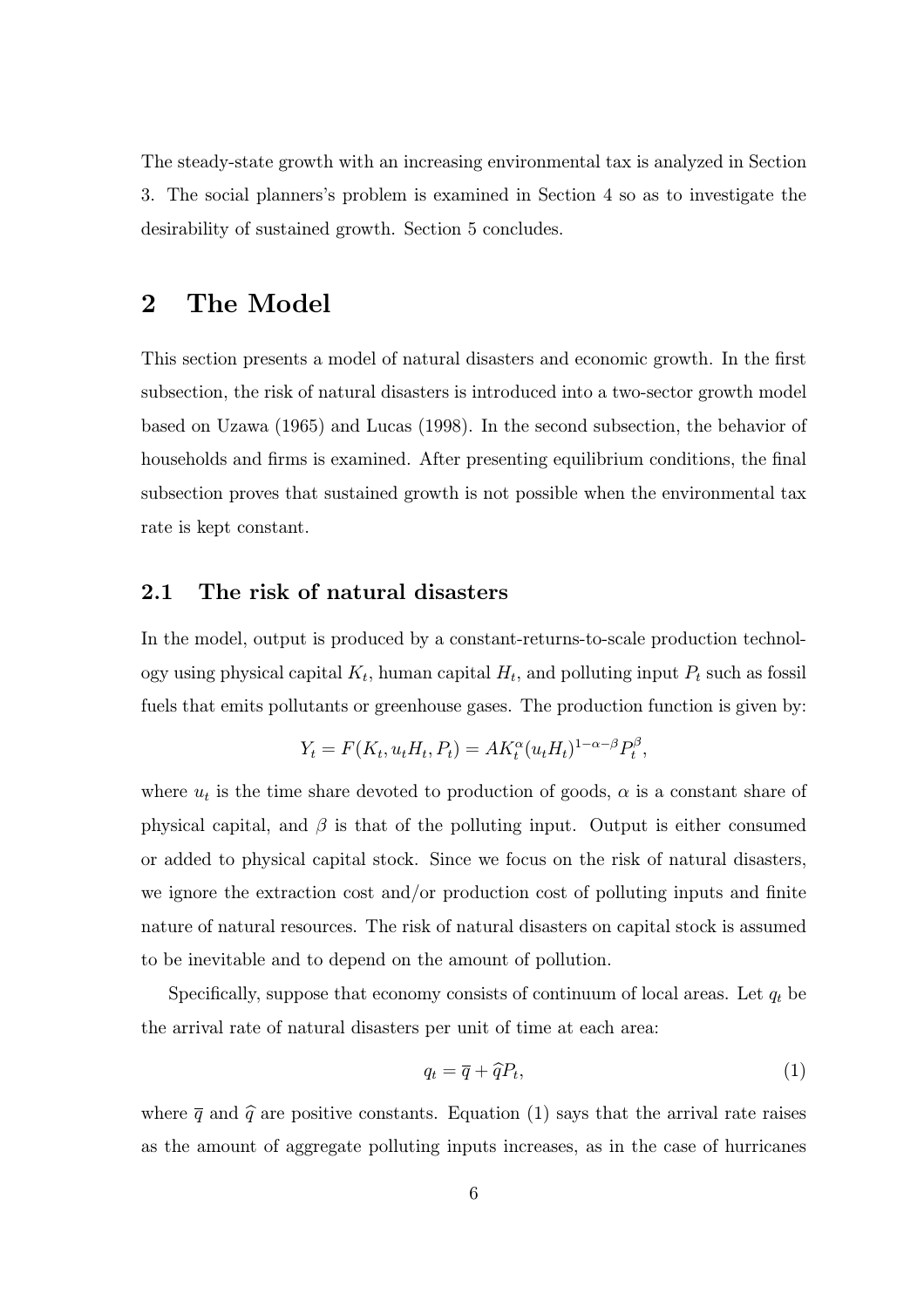The steady-state growth with an increasing environmental tax is analyzed in Section 3. The social planners's problem is examined in Section 4 so as to investigate the desirability of sustained growth. Section 5 concludes.

# 2 The Model

This section presents a model of natural disasters and economic growth. In the first subsection, the risk of natural disasters is introduced into a two-sector growth model based on Uzawa (1965) and Lucas (1998). In the second subsection, the behavior of households and firms is examined. After presenting equilibrium conditions, the final subsection proves that sustained growth is not possible when the environmental tax rate is kept constant.

## 2.1 The risk of natural disasters

In the model, output is produced by a constant-returns-to-scale production technology using physical capital $K_t$, human capital $H_t$, and polluting input $P_t$ such as fossil fuels that emits pollutants or greenhouse gases. The production function is given by:

$$Y_t = F(K_t, u_t H_t, P_t) = A K_t^{\alpha} (u_t H_t)^{1-\alpha-\beta} P_t^{\beta},$$

where $u_t$ is the time share devoted to production of goods, $\alpha$ is a constant share of physical capital, and $\beta$ is that of the polluting input. Output is either consumed or added to physical capital stock. Since we focus on the risk of natural disasters, we ignore the extraction cost and/or production cost of polluting inputs and finite nature of natural resources. The risk of natural disasters on capital stock is assumed to be inevitable and to depend on the amount of pollution.

Specifically, suppose that economy consists of continuum of local areas. Let $q_t$ be the arrival rate of natural disasters per unit of time at each area:

$$q_t = \overline{q} + \widehat{q} P_t, \tag{1}$$

where $\overline{q}$ and $\widehat{q}$ are positive constants. Equation (1) says that the arrival rate raises as the amount of aggregate polluting inputs increases, as in the case of hurricanes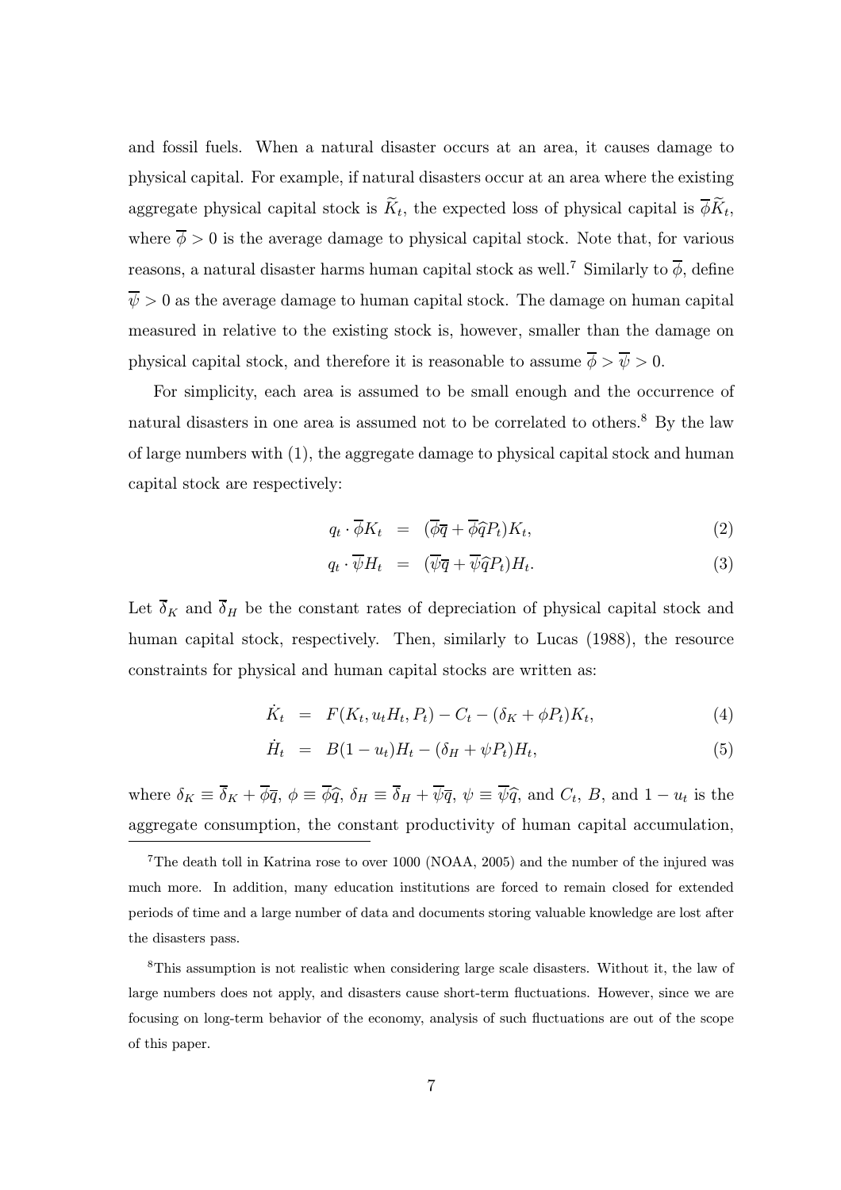and fossil fuels. When a natural disaster occurs at an area, it causes damage to physical capital. For example, if natural disasters occur at an area where the existing aggregate physical capital stock is $\widetilde{K}_t$, the expected loss of physical capital is $\overline{\phi}\widetilde{K}_t$, where $\overline{\phi} > 0$ is the average damage to physical capital stock. Note that, for various reasons, a natural disaster harms human capital stock as well.[7] Similarly to $\overline{\phi}$, define $\overline{\psi} > 0$ as the average damage to human capital stock. The damage on human capital measured in relative to the existing stock is, however, smaller than the damage on physical capital stock, and therefore it is reasonable to assume $\overline{\phi} > \overline{\psi} > 0$.

For simplicity, each area is assumed to be small enough and the occurrence of natural disasters in one area is assumed not to be correlated to others.[8] By the law of large numbers with (1), the aggregate damage to physical capital stock and human capital stock are respectively:

$$q_t \cdot \overline{\phi} K_t = (\overline{\phi}\overline{q} + \overline{\phi}\widehat{q} P_t) K_t, \tag{2}$$

$$q_t \cdot \overline{\psi} H_t = (\overline{\psi}\overline{q} + \overline{\psi}\widehat{q} P_t) H_t. \tag{3}$$

Let $\overline{\delta}_K$ and $\overline{\delta}_H$ be the constant rates of depreciation of physical capital stock and human capital stock, respectively. Then, similarly to Lucas (1988), the resource constraints for physical and human capital stocks are written as:

$$\dot{K}_t = F(K_t, u_t H_t, P_t) - C_t - (\delta_K + \phi P_t) K_t, \tag{4}$$

$$\dot{H}_t = B(1 - u_t) H_t - (\delta_H + \psi P_t) H_t, \tag{5}$$

where $\delta_K \equiv \overline{\delta}_K + \overline{\phi}\overline{q}$, $\phi \equiv \overline{\phi}\widehat{q}$, $\delta_H \equiv \overline{\delta}_H + \overline{\psi}\overline{q}$, $\psi \equiv \overline{\psi}\widehat{q}$, and $C_t$, $B$, and $1 - u_t$ is the aggregate consumption, the constant productivity of human capital accumulation,

---

[7] The death toll in Katrina rose to over 1000 (NOAA, 2005) and the number of the injured was much more. In addition, many education institutions are forced to remain closed for extended periods of time and a large number of data and documents storing valuable knowledge are lost after the disasters pass.

[8] This assumption is not realistic when considering large scale disasters. Without it, the law of large numbers does not apply, and disasters cause short-term fluctuations. However, since we are focusing on long-term behavior of the economy, analysis of such fluctuations are out of the scope of this paper.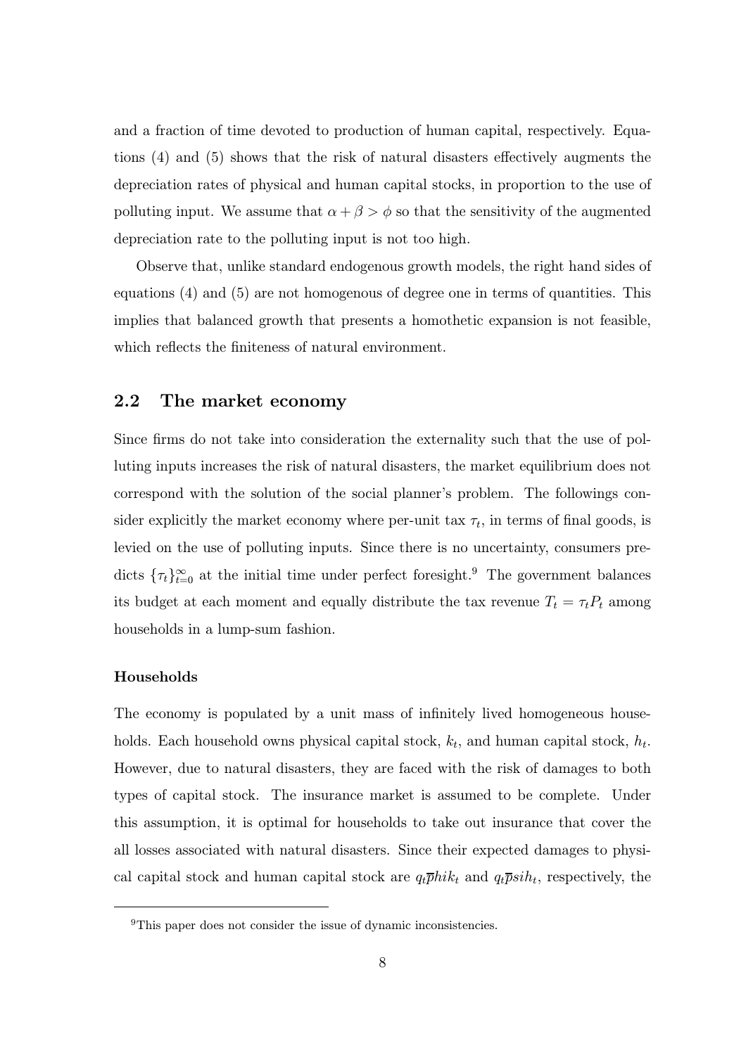and a fraction of time devoted to production of human capital, respectively. Equations (4) and (5) shows that the risk of natural disasters effectively augments the depreciation rates of physical and human capital stocks, in proportion to the use of polluting input. We assume that $\alpha + \beta > \phi$ so that the sensitivity of the augmented depreciation rate to the polluting input is not too high.

Observe that, unlike standard endogenous growth models, the right hand sides of equations (4) and (5) are not homogenous of degree one in terms of quantities. This implies that balanced growth that presents a homothetic expansion is not feasible, which reflects the finiteness of natural environment.

## 2.2 The market economy

Since firms do not take into consideration the externality such that the use of polluting inputs increases the risk of natural disasters, the market equilibrium does not correspond with the solution of the social planner's problem. The followings consider explicitly the market economy where per-unit tax $\tau_t$, in terms of final goods, is levied on the use of polluting inputs. Since there is no uncertainty, consumers predicts $\{\tau_t\}_{t=0}^{\infty}$ at the initial time under perfect foresight.[9] The government balances its budget at each moment and equally distribute the tax revenue $T_t = \tau_t P_t$ among households in a lump-sum fashion.

### Households

The economy is populated by a unit mass of infinitely lived homogeneous households. Each household owns physical capital stock, $k_t$, and human capital stock, $h_t$. However, due to natural disasters, they are faced with the risk of damages to both types of capital stock. The insurance market is assumed to be complete. Under this assumption, it is optimal for households to take out insurance that cover the all losses associated with natural disasters. Since their expected damages to physical capital stock and human capital stock are $q_t \overline{p} hi k_t$ and $q_t \overline{p} si h_t$, respectively, the

[9] This paper does not consider the issue of dynamic inconsistencies.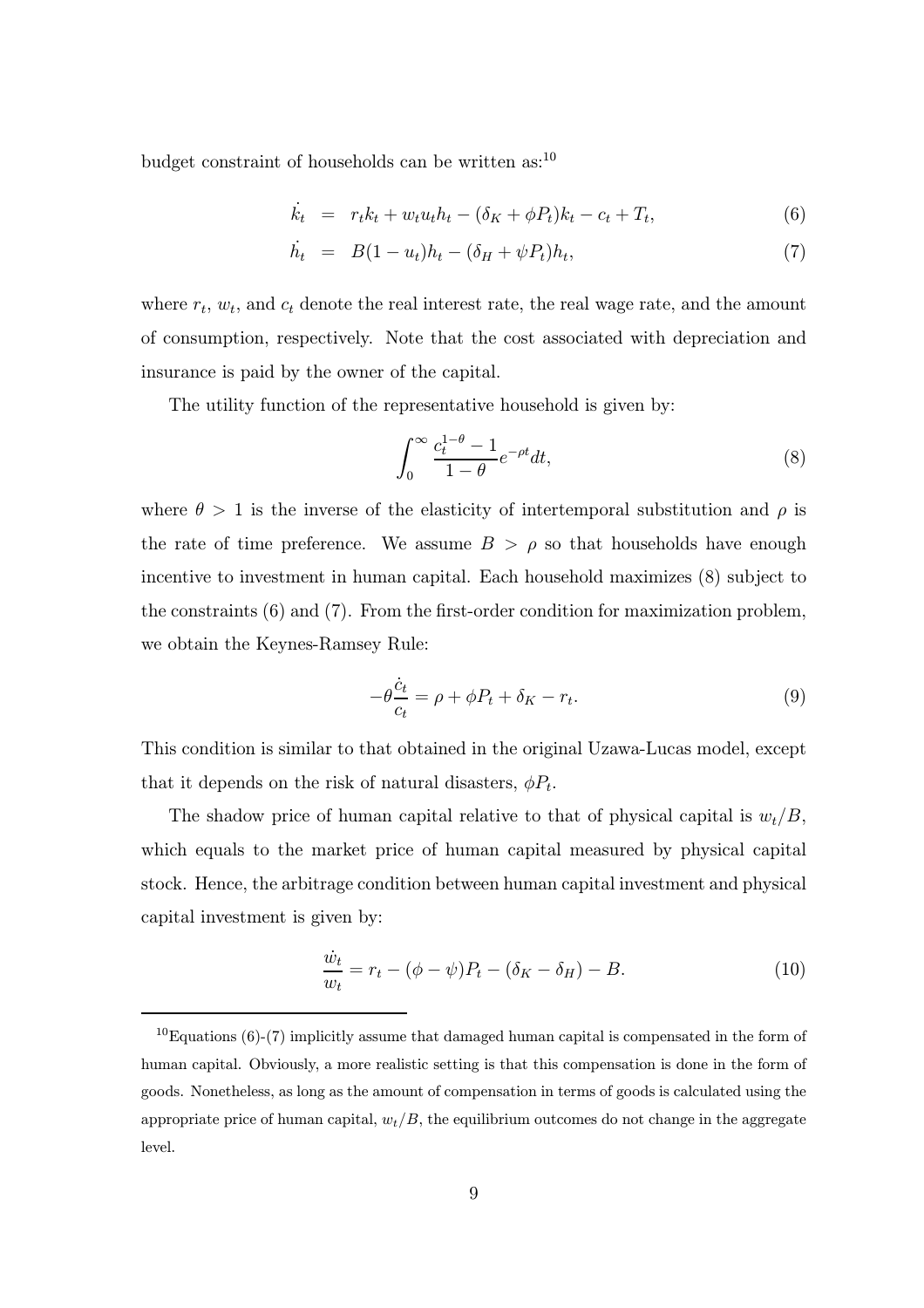budget constraint of households can be written as:[10]

$$\dot{k_t} = r_t k_t + w_t u_t h_t - (\delta_K + \phi P_t) k_t - c_t + T_t, \tag{6}$$

$$\dot{h_t} = B(1 - u_t) h_t - (\delta_H + \psi P_t) h_t, \tag{7}$$

where $r_t$, $w_t$, and $c_t$ denote the real interest rate, the real wage rate, and the amount of consumption, respectively. Note that the cost associated with depreciation and insurance is paid by the owner of the capital.

The utility function of the representative household is given by:

$$\int_0^\infty \frac{c_t^{1-\theta} - 1}{1 - \theta} e^{-\rho t} dt, \tag{8}$$

where $\theta > 1$ is the inverse of the elasticity of intertemporal substitution and $\rho$ is the rate of time preference. We assume $B > \rho$ so that households have enough incentive to investment in human capital. Each household maximizes (8) subject to the constraints (6) and (7). From the first-order condition for maximization problem, we obtain the Keynes-Ramsey Rule:

$$-\theta \frac{\dot{c}_t}{c_t} = \rho + \phi P_t + \delta_K - r_t. \tag{9}$$

This condition is similar to that obtained in the original Uzawa-Lucas model, except that it depends on the risk of natural disasters, $\phi P_t$.

The shadow price of human capital relative to that of physical capital is $w_t/B$, which equals to the market price of human capital measured by physical capital stock. Hence, the arbitrage condition between human capital investment and physical capital investment is given by:

$$\frac{\dot{w}_t}{w_t} = r_t - (\phi - \psi) P_t - (\delta_K - \delta_H) - B. \tag{10}$$

[10] Equations (6)-(7) implicitly assume that damaged human capital is compensated in the form of human capital. Obviously, a more realistic setting is that this compensation is done in the form of goods. Nonetheless, as long as the amount of compensation in terms of goods is calculated using the appropriate price of human capital, $w_t/B$, the equilibrium outcomes do not change in the aggregate level.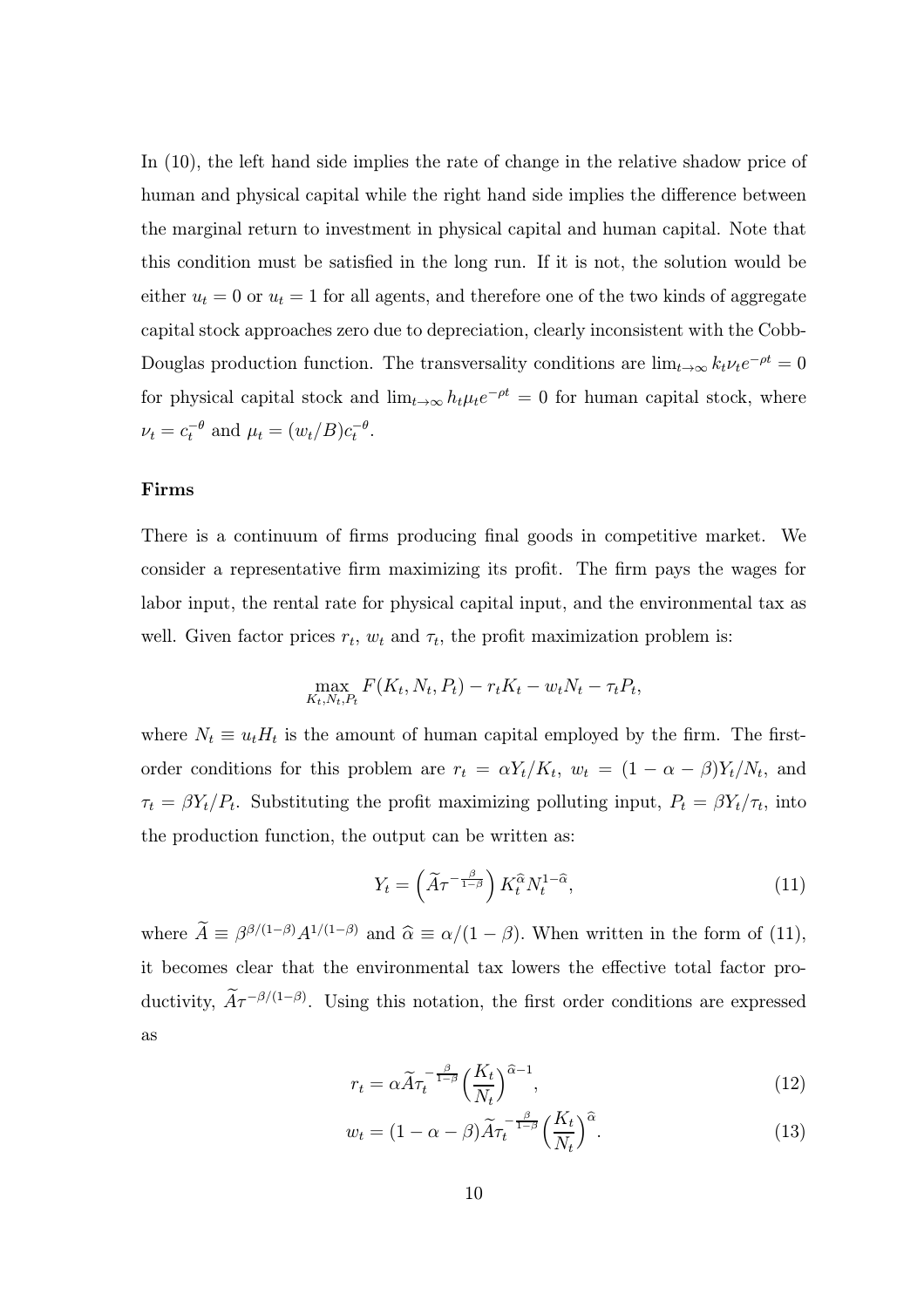In (10), the left hand side implies the rate of change in the relative shadow price of human and physical capital while the right hand side implies the difference between the marginal return to investment in physical capital and human capital. Note that this condition must be satisfied in the long run. If it is not, the solution would be either $u_t = 0$ or $u_t = 1$ for all agents, and therefore one of the two kinds of aggregate capital stock approaches zero due to depreciation, clearly inconsistent with the Cobb-Douglas production function. The transversality conditions are $\lim_{t\to\infty} k_t \nu_t e^{-\rho t} = 0$ for physical capital stock and $\lim_{t\to\infty} h_t \mu_t e^{-\rho t} = 0$ for human capital stock, where $\nu_t = c_t^{-\theta}$ and $\mu_t = (w_t/B)c_t^{-\theta}$.

### Firms

There is a continuum of firms producing final goods in competitive market. We consider a representative firm maximizing its profit. The firm pays the wages for labor input, the rental rate for physical capital input, and the environmental tax as well. Given factor prices $r_t$, $w_t$ and $\tau_t$, the profit maximization problem is:

$$\max_{K_t, N_t, P_t} F(K_t, N_t, P_t) - r_t K_t - w_t N_t - \tau_t P_t,$$

where $N_t \equiv u_t H_t$ is the amount of human capital employed by the firm. The first-order conditions for this problem are $r_t = \alpha Y_t/K_t$, $w_t = (1-\alpha-\beta)Y_t/N_t$, and $\tau_t = \beta Y_t/P_t$. Substituting the profit maximizing polluting input, $P_t = \beta Y_t/\tau_t$, into the production function, the output can be written as:

$$Y_t = \left(\widetilde{A}\tau^{-\frac{\beta}{1-\beta}}\right) K_t^{\widehat{\alpha}} N_t^{1-\widehat{\alpha}}, \tag{11}$$

where $\widetilde{A} \equiv \beta^{\beta/(1-\beta)} A^{1/(1-\beta)}$ and $\widehat{\alpha} \equiv \alpha/(1-\beta)$. When written in the form of (11), it becomes clear that the environmental tax lowers the effective total factor productivity, $\widetilde{A}\tau^{-\beta/(1-\beta)}$. Using this notation, the first order conditions are expressed as

$$r_t = \alpha \widetilde{A} \tau_t^{-\frac{\beta}{1-\beta}} \left(\frac{K_t}{N_t}\right)^{\widehat{\alpha}-1}, \tag{12}$$

$$w_t = (1-\alpha-\beta)\widetilde{A}\tau_t^{-\frac{\beta}{1-\beta}} \left(\frac{K_t}{N_t}\right)^{\widehat{\alpha}}. \tag{13}$$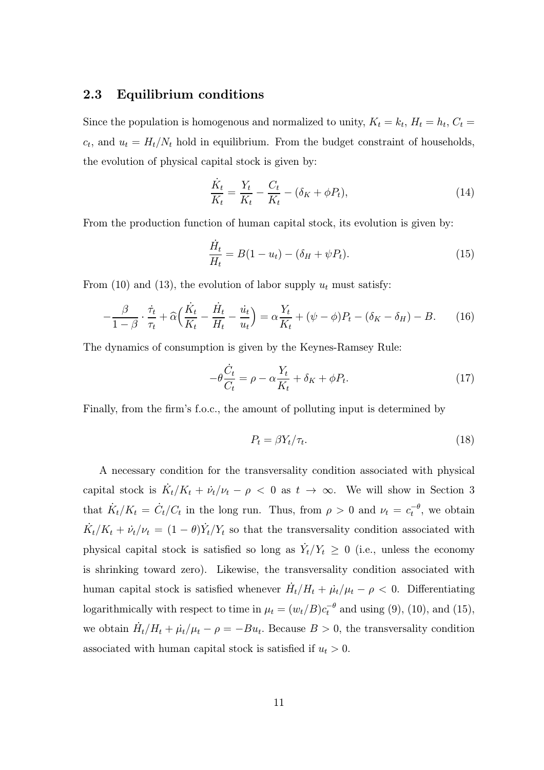## 2.3 Equilibrium conditions

Since the population is homogenous and normalized to unity, $K_t = k_t$, $H_t = h_t$, $C_t = c_t$, and $u_t = H_t/N_t$ hold in equilibrium. From the budget constraint of households, the evolution of physical capital stock is given by:

$$\frac{\dot{K}_t}{K_t} = \frac{Y_t}{K_t} - \frac{C_t}{K_t} - (\delta_K + \phi P_t), \tag{14}$$

From the production function of human capital stock, its evolution is given by:

$$\frac{\dot{H}_t}{H_t} = B(1 - u_t) - (\delta_H + \psi P_t). \tag{15}$$

From (10) and (13), the evolution of labor supply $u_t$ must satisfy:

$$-\frac{\beta}{1-\beta} \cdot \frac{\dot{\tau}_t}{\tau_t} + \widehat{\alpha}\Big(\frac{\dot{K}_t}{K_t} - \frac{\dot{H}_t}{H_t} - \frac{\dot{u}_t}{u_t}\Big) = \alpha\frac{Y_t}{K_t} + (\psi - \phi)P_t - (\delta_K - \delta_H) - B. \tag{16}$$

The dynamics of consumption is given by the Keynes-Ramsey Rule:

$$-\theta\frac{\dot{C}_t}{C_t} = \rho - \alpha\frac{Y_t}{K_t} + \delta_K + \phi P_t. \tag{17}$$

Finally, from the firm's f.o.c., the amount of polluting input is determined by

$$P_t = \beta Y_t/\tau_t. \tag{18}$$

A necessary condition for the transversality condition associated with physical capital stock is $\dot{K}_t/K_t + \dot{\nu}_t/\nu_t - \rho < 0$ as $t \to \infty$. We will show in Section 3 that $\dot{K}_t/K_t = \dot{C}_t/C_t$ in the long run. Thus, from $\rho > 0$ and $\nu_t = c_t^{-\theta}$, we obtain $\dot{K}_t/K_t + \dot{\nu}_t/\nu_t = (1-\theta)\dot{Y}_t/Y_t$ so that the transversality condition associated with physical capital stock is satisfied so long as $\dot{Y}_t/Y_t \geq 0$ (i.e., unless the economy is shrinking toward zero). Likewise, the transversality condition associated with human capital stock is satisfied whenever $\dot{H}_t/H_t + \dot{\mu}_t/\mu_t - \rho < 0$. Differentiating logarithmically with respect to time in $\mu_t = (w_t/B)c_t^{-\theta}$ and using (9), (10), and (15), we obtain $\dot{H}_t/H_t + \dot{\mu}_t/\mu_t - \rho = -Bu_t$. Because $B > 0$, the transversality condition associated with human capital stock is satisfied if $u_t > 0$.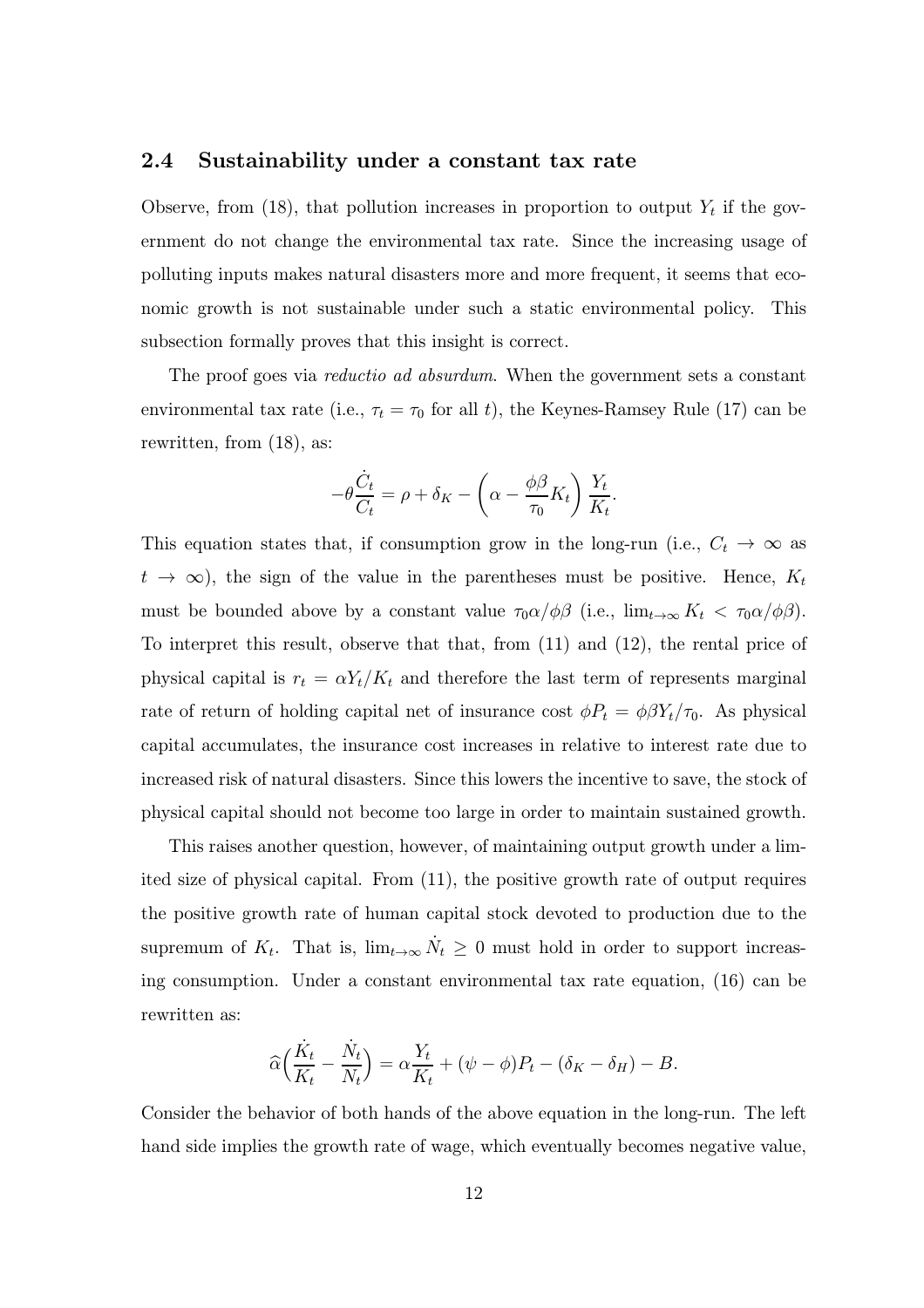### 2.4 Sustainability under a constant tax rate

Observe, from (18), that pollution increases in proportion to output $Y_t$ if the government do not change the environmental tax rate. Since the increasing usage of polluting inputs makes natural disasters more and more frequent, it seems that economic growth is not sustainable under such a static environmental policy. This subsection formally proves that this insight is correct.

The proof goes via *reductio ad absurdum*. When the government sets a constant environmental tax rate (i.e., $\tau_t = \tau_0$ for all $t$), the Keynes-Ramsey Rule (17) can be rewritten, from (18), as:

$$-\theta \frac{\dot{C}_t}{C_t} = \rho + \delta_K - \left( \alpha - \frac{\phi \beta}{\tau_0} K_t \right) \frac{Y_t}{K_t}.$$

This equation states that, if consumption grow in the long-run (i.e., $C_t \to \infty$ as $t \to \infty$), the sign of the value in the parentheses must be positive. Hence, $K_t$ must be bounded above by a constant value $\tau_0 \alpha / \phi \beta$ (i.e., $\lim_{t \to \infty} K_t < \tau_0 \alpha / \phi \beta$). To interpret this result, observe that that, from (11) and (12), the rental price of physical capital is $r_t = \alpha Y_t / K_t$ and therefore the last term of represents marginal rate of return of holding capital net of insurance cost $\phi P_t = \phi \beta Y_t / \tau_0$. As physical capital accumulates, the insurance cost increases in relative to interest rate due to increased risk of natural disasters. Since this lowers the incentive to save, the stock of physical capital should not become too large in order to maintain sustained growth.

This raises another question, however, of maintaining output growth under a limited size of physical capital. From (11), the positive growth rate of output requires the positive growth rate of human capital stock devoted to production due to the supremum of $K_t$. That is, $\lim_{t \to \infty} \dot{N}_t \geq 0$ must hold in order to support increasing consumption. Under a constant environmental tax rate equation, (16) can be rewritten as:

$$\widehat{\alpha} \Big( \frac{\dot{K}_t}{K_t} - \frac{\dot{N}_t}{N_t} \Big) = \alpha \frac{Y_t}{K_t} + (\psi - \phi) P_t - (\delta_K - \delta_H) - B.$$

Consider the behavior of both hands of the above equation in the long-run. The left hand side implies the growth rate of wage, which eventually becomes negative value,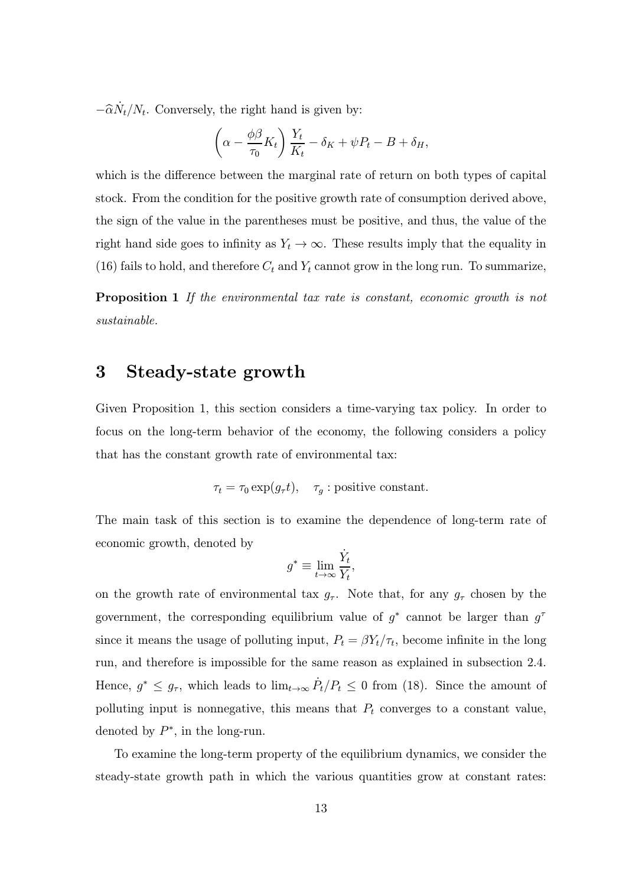$-\widehat{\alpha}\dot{N}_t/N_t$. Conversely, the right hand is given by:

$$\left(\alpha - \frac{\phi\beta}{\tau_0}K_t\right)\frac{Y_t}{K_t} - \delta_K + \psi P_t - B + \delta_H,$$

which is the difference between the marginal rate of return on both types of capital stock. From the condition for the positive growth rate of consumption derived above, the sign of the value in the parentheses must be positive, and thus, the value of the right hand side goes to infinity as $Y_t \to \infty$. These results imply that the equality in (16) fails to hold, and therefore $C_t$ and $Y_t$ cannot grow in the long run. To summarize,

**Proposition 1** *If the environmental tax rate is constant, economic growth is not sustainable.*

# 3 Steady-state growth

Given Proposition 1, this section considers a time-varying tax policy. In order to focus on the long-term behavior of the economy, the following considers a policy that has the constant growth rate of environmental tax:

$$\tau_t = \tau_0 \exp(g_\tau t), \quad \tau_g : \text{positive constant.}$$

The main task of this section is to examine the dependence of long-term rate of economic growth, denoted by

$$g^* \equiv \lim_{t\to\infty} \frac{\dot{Y}_t}{Y_t},$$

on the growth rate of environmental tax $g_\tau$. Note that, for any $g_\tau$ chosen by the government, the corresponding equilibrium value of $g^*$ cannot be larger than $g^\tau$ since it means the usage of polluting input, $P_t = \beta Y_t/\tau_t$, become infinite in the long run, and therefore is impossible for the same reason as explained in subsection 2.4. Hence, $g^* \leq g_\tau$, which leads to $\lim_{t\to\infty} \dot{P}_t/P_t \leq 0$ from (18). Since the amount of polluting input is nonnegative, this means that $P_t$ converges to a constant value, denoted by $P^*$, in the long-run.

To examine the long-term property of the equilibrium dynamics, we consider the steady-state growth path in which the various quantities grow at constant rates: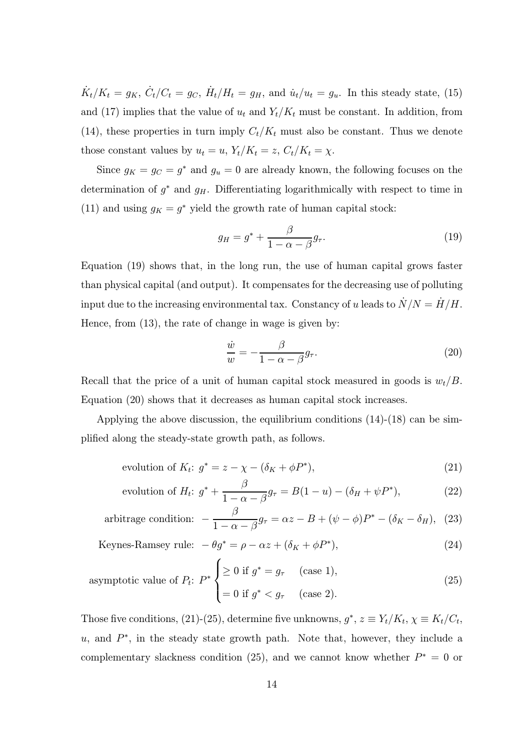$\dot{K}_t/K_t = g_K$, $\dot{C}_t/C_t = g_C$, $\dot{H}_t/H_t = g_H$, and $\dot{u}_t/u_t = g_u$. In this steady state, (15) and (17) implies that the value of $u_t$ and $Y_t/K_t$ must be constant. In addition, from (14), these properties in turn imply $C_t/K_t$ must also be constant. Thus we denote those constant values by $u_t = u$, $Y_t/K_t = z$, $C_t/K_t = \chi$.

Since $g_K = g_C = g^*$ and $g_u = 0$ are already known, the following focuses on the determination of $g^*$ and $g_H$. Differentiating logarithmically with respect to time in (11) and using $g_K = g^*$ yield the growth rate of human capital stock:

$$g_H = g^* + \frac{\beta}{1-\alpha-\beta} g_\tau. \tag{19}$$

Equation (19) shows that, in the long run, the use of human capital grows faster than physical capital (and output). It compensates for the decreasing use of polluting input due to the increasing environmental tax. Constancy of $u$ leads to $\dot{N}/N = \dot{H}/H$. Hence, from (13), the rate of change in wage is given by:

$$\frac{\dot{w}}{w} = -\frac{\beta}{1-\alpha-\beta} g_\tau. \tag{20}$$

Recall that the price of a unit of human capital stock measured in goods is $w_t/B$. Equation (20) shows that it decreases as human capital stock increases.

Applying the above discussion, the equilibrium conditions (14)-(18) can be simplified along the steady-state growth path, as follows.

$$\text{evolution of } K_t\text{: } g^* = z - \chi - (\delta_K + \phi P^*), \tag{21}$$

$$\text{evolution of } H_t\text{: } g^* + \frac{\beta}{1-\alpha-\beta} g_\tau = B(1-u) - (\delta_H + \psi P^*), \tag{22}$$

$$\text{arbitrage condition: } -\frac{\beta}{1-\alpha-\beta} g_\tau = \alpha z - B + (\psi - \phi)P^* - (\delta_K - \delta_H), \tag{23}$$

$$\text{Keynes-Ramsey rule: } -\theta g^* = \rho - \alpha z + (\delta_K + \phi P^*), \tag{24}$$

$$\text{asymptotic value of } P_t\text{: } P^* \begin{cases} \geq 0 \text{ if } g^* = g_\tau & \text{(case 1)}, \\ = 0 \text{ if } g^* < g_\tau & \text{(case 2)}. \end{cases} \tag{25}$$

Those five conditions, (21)-(25), determine five unknowns, $g^*$, $z \equiv Y_t/K_t$, $\chi \equiv K_t/C_t$, $u$, and $P^*$, in the steady state growth path. Note that, however, they include a complementary slackness condition (25), and we cannot know whether $P^* = 0$ or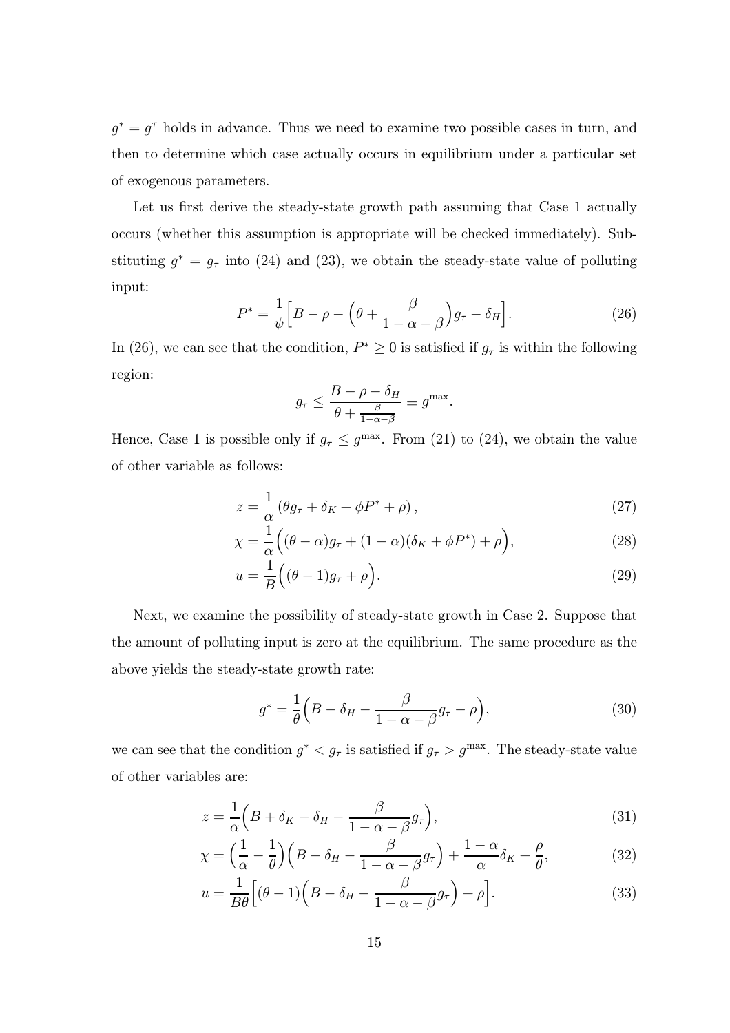$g^* = g^\tau$ holds in advance. Thus we need to examine two possible cases in turn, and then to determine which case actually occurs in equilibrium under a particular set of exogenous parameters.

Let us first derive the steady-state growth path assuming that Case 1 actually occurs (whether this assumption is appropriate will be checked immediately). Substituting $g^* = g_\tau$ into (24) and (23), we obtain the steady-state value of polluting input:

$$P^* = \frac{1}{\psi}\Big[B - \rho - \Big(\theta + \frac{\beta}{1-\alpha-\beta}\Big)g_\tau - \delta_H\Big]. \tag{26}$$

In (26), we can see that the condition, $P^* \geq 0$ is satisfied if $g_\tau$ is within the following region:

$$g_\tau \leq \frac{B - \rho - \delta_H}{\theta + \frac{\beta}{1-\alpha-\beta}} \equiv g^{\max}.$$

Hence, Case 1 is possible only if $g_\tau \leq g^{\max}$. From (21) to (24), we obtain the value of other variable as follows:

$$z = \frac{1}{\alpha}\left(\theta g_\tau + \delta_K + \phi P^* + \rho\right), \tag{27}$$

$$\chi = \frac{1}{\alpha}\Big((\theta - \alpha)g_\tau + (1-\alpha)(\delta_K + \phi P^*) + \rho\Big), \tag{28}$$

$$u = \frac{1}{B}\Big((\theta - 1)g_\tau + \rho\Big). \tag{29}$$

Next, we examine the possibility of steady-state growth in Case 2. Suppose that the amount of polluting input is zero at the equilibrium. The same procedure as the above yields the steady-state growth rate:

$$g^* = \frac{1}{\theta}\Big(B - \delta_H - \frac{\beta}{1-\alpha-\beta}g_\tau - \rho\Big), \tag{30}$$

we can see that the condition $g^* < g_\tau$ is satisfied if $g_\tau > g^{\max}$. The steady-state value of other variables are:

$$z = \frac{1}{\alpha}\Big(B + \delta_K - \delta_H - \frac{\beta}{1-\alpha-\beta}g_\tau\Big), \tag{31}$$

$$\chi = \Big(\frac{1}{\alpha} - \frac{1}{\theta}\Big)\Big(B - \delta_H - \frac{\beta}{1-\alpha-\beta}g_\tau\Big) + \frac{1-\alpha}{\alpha}\delta_K + \frac{\rho}{\theta}, \tag{32}$$

$$u = \frac{1}{B\theta}\Big[(\theta - 1)\Big(B - \delta_H - \frac{\beta}{1-\alpha-\beta}g_\tau\Big) + \rho\Big]. \tag{33}$$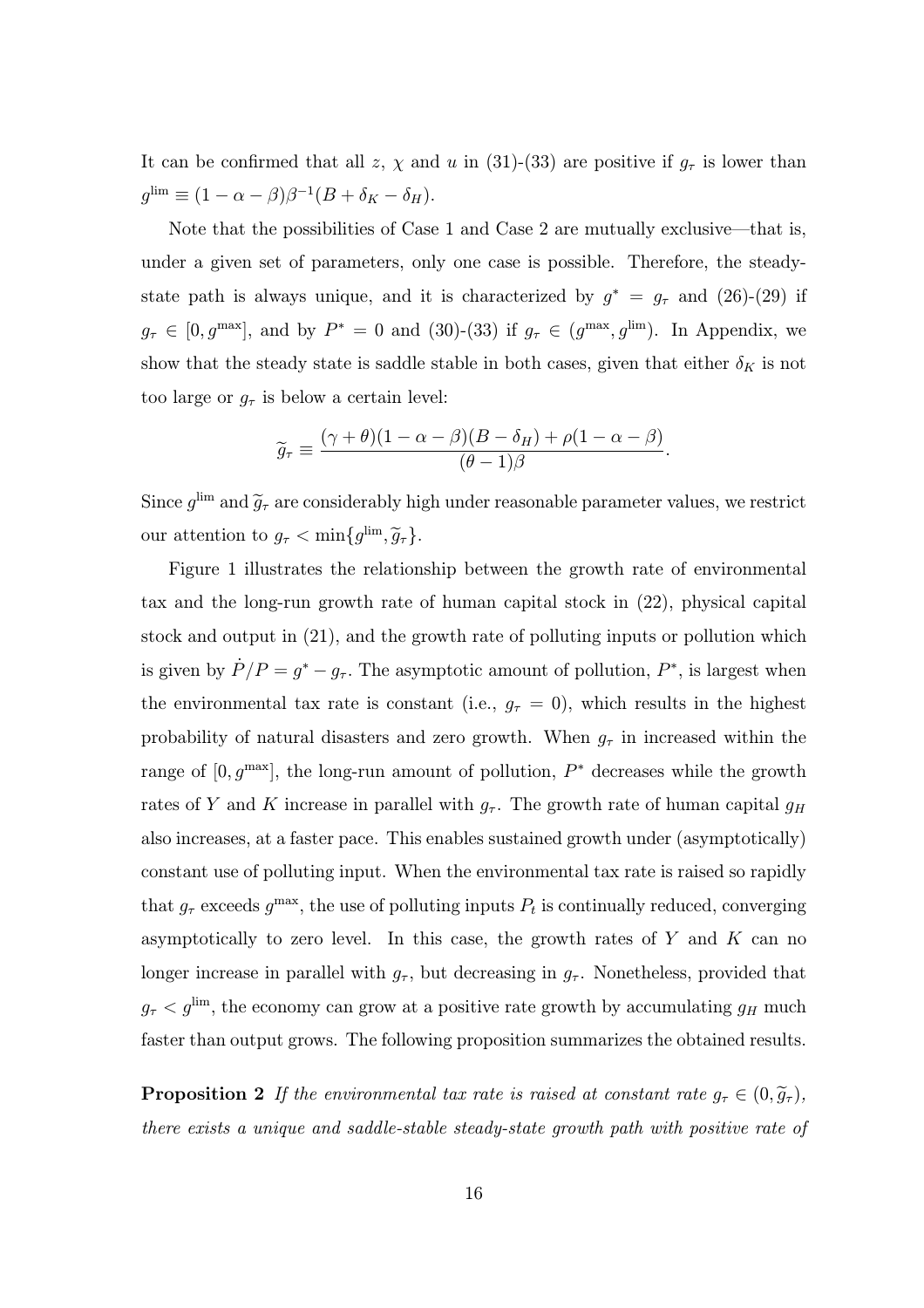It can be confirmed that all $z$, $\chi$ and $u$ in (31)-(33) are positive if $g_\tau$ is lower than $g^{\lim} \equiv (1-\alpha-\beta)\beta^{-1}(B+\delta_K-\delta_H)$.

Note that the possibilities of Case 1 and Case 2 are mutually exclusive—that is, under a given set of parameters, only one case is possible. Therefore, the steady-state path is always unique, and it is characterized by $g^* = g_\tau$ and (26)-(29) if $g_\tau \in [0, g^{\max}]$, and by $P^* = 0$ and (30)-(33) if $g_\tau \in (g^{\max}, g^{\lim})$. In Appendix, we show that the steady state is saddle stable in both cases, given that either $\delta_K$ is not too large or $g_\tau$ is below a certain level:

$$\widetilde{g}_\tau \equiv \frac{(\gamma+\theta)(1-\alpha-\beta)(B-\delta_H)+\rho(1-\alpha-\beta)}{(\theta-1)\beta}.$$

Since $g^{\lim}$ and $\widetilde{g}_\tau$ are considerably high under reasonable parameter values, we restrict our attention to $g_\tau < \min\{g^{\lim}, \widetilde{g}_\tau\}$.

Figure 1 illustrates the relationship between the growth rate of environmental tax and the long-run growth rate of human capital stock in (22), physical capital stock and output in (21), and the growth rate of polluting inputs or pollution which is given by $\dot{P}/P = g^* - g_\tau$. The asymptotic amount of pollution, $P^*$, is largest when the environmental tax rate is constant (i.e., $g_\tau = 0$), which results in the highest probability of natural disasters and zero growth. When $g_\tau$ in increased within the range of $[0, g^{\max}]$, the long-run amount of pollution, $P^*$ decreases while the growth rates of $Y$ and $K$ increase in parallel with $g_\tau$. The growth rate of human capital $g_H$ also increases, at a faster pace. This enables sustained growth under (asymptotically) constant use of polluting input. When the environmental tax rate is raised so rapidly that $g_\tau$ exceeds $g^{\max}$, the use of polluting inputs $P_t$ is continually reduced, converging asymptotically to zero level. In this case, the growth rates of $Y$ and $K$ can no longer increase in parallel with $g_\tau$, but decreasing in $g_\tau$. Nonetheless, provided that $g_\tau < g^{\lim}$, the economy can grow at a positive rate growth by accumulating $g_H$ much faster than output grows. The following proposition summarizes the obtained results.

**Proposition 2** *If the environmental tax rate is raised at constant rate $g_\tau \in (0, \widetilde{g}_\tau)$, there exists a unique and saddle-stable steady-state growth path with positive rate of*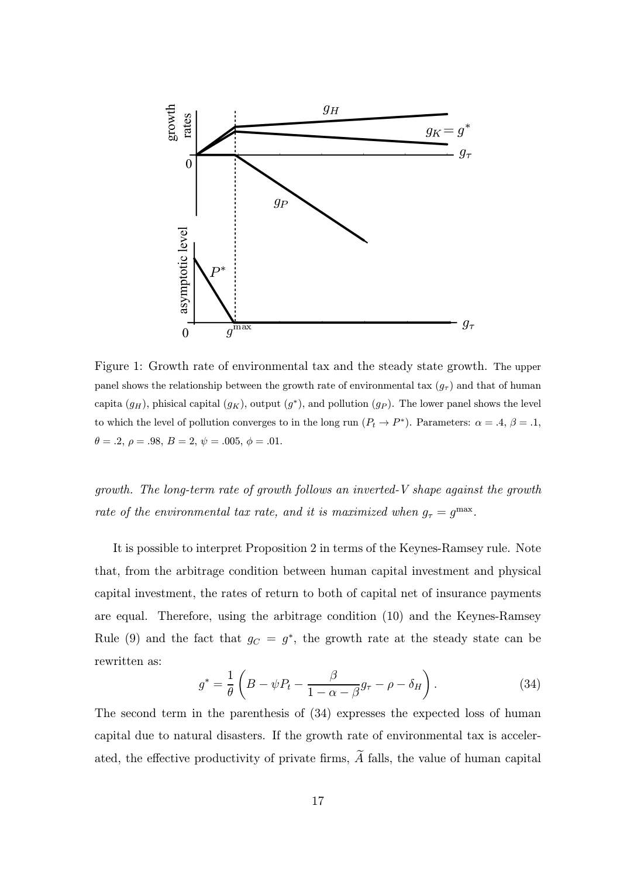Figure 1: Growth rate of environmental tax and the steady state growth. The upper panel shows the relationship between the growth rate of environmental tax ($g_\tau$) and that of human capita ($g_H$), phisical capital ($g_K$), output ($g^*$), and pollution ($g_P$). The lower panel shows the level to which the level of pollution converges to in the long run ($P_t \to P^*$). Parameters: $\alpha = .4$, $\beta = .1$, $\theta = .2$, $\rho = .98$, $B = 2$, $\psi = .005$, $\phi = .01$.

*growth. The long-term rate of growth follows an inverted-V shape against the growth rate of the environmental tax rate, and it is maximized when $g_\tau = g^{\max}$.*

It is possible to interpret Proposition 2 in terms of the Keynes-Ramsey rule. Note that, from the arbitrage condition between human capital investment and physical capital investment, the rates of return to both of capital net of insurance payments are equal. Therefore, using the arbitrage condition (10) and the Keynes-Ramsey Rule (9) and the fact that $g_C = g^*$, the growth rate at the steady state can be rewritten as:

$$g^* = \frac{1}{\theta}\left(B - \psi P_t - \frac{\beta}{1-\alpha-\beta} g_\tau - \rho - \delta_H\right). \tag{34}$$

The second term in the parenthesis of (34) expresses the expected loss of human capital due to natural disasters. If the growth rate of environmental tax is accelerated, the effective productivity of private firms, $\widetilde{A}$ falls, the value of human capital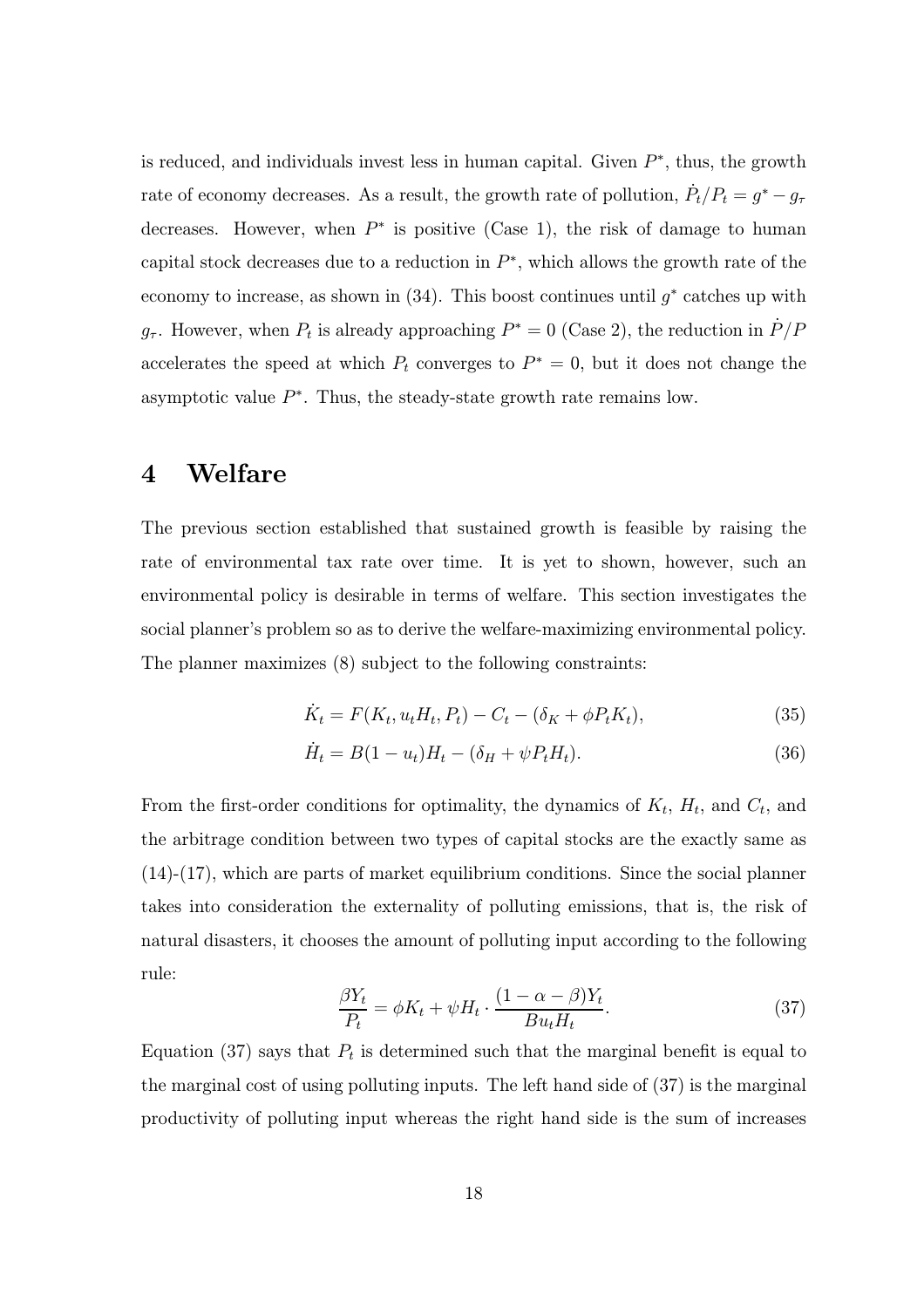is reduced, and individuals invest less in human capital. Given $P^*$, thus, the growth rate of economy decreases. As a result, the growth rate of pollution, $\dot{P}_t/P_t = g^* - g_\tau$ decreases. However, when $P^*$ is positive (Case 1), the risk of damage to human capital stock decreases due to a reduction in $P^*$, which allows the growth rate of the economy to increase, as shown in (34). This boost continues until $g^*$ catches up with $g_\tau$. However, when $P_t$ is already approaching $P^* = 0$ (Case 2), the reduction in $\dot{P}/P$ accelerates the speed at which $P_t$ converges to $P^* = 0$, but it does not change the asymptotic value $P^*$. Thus, the steady-state growth rate remains low.

# 4 Welfare

The previous section established that sustained growth is feasible by raising the rate of environmental tax rate over time. It is yet to shown, however, such an environmental policy is desirable in terms of welfare. This section investigates the social planner's problem so as to derive the welfare-maximizing environmental policy. The planner maximizes (8) subject to the following constraints:

$$\dot{K}_t = F(K_t, u_t H_t, P_t) - C_t - (\delta_K + \phi P_t K_t), \tag{35}$$

$$\dot{H}_t = B(1 - u_t)H_t - (\delta_H + \psi P_t H_t). \tag{36}$$

From the first-order conditions for optimality, the dynamics of $K_t$, $H_t$, and $C_t$, and the arbitrage condition between two types of capital stocks are the exactly same as (14)-(17), which are parts of market equilibrium conditions. Since the social planner takes into consideration the externality of polluting emissions, that is, the risk of natural disasters, it chooses the amount of polluting input according to the following rule:

$$\frac{\beta Y_t}{P_t} = \phi K_t + \psi H_t \cdot \frac{(1 - \alpha - \beta)Y_t}{B u_t H_t}. \tag{37}$$

Equation (37) says that $P_t$ is determined such that the marginal benefit is equal to the marginal cost of using polluting inputs. The left hand side of (37) is the marginal productivity of polluting input whereas the right hand side is the sum of increases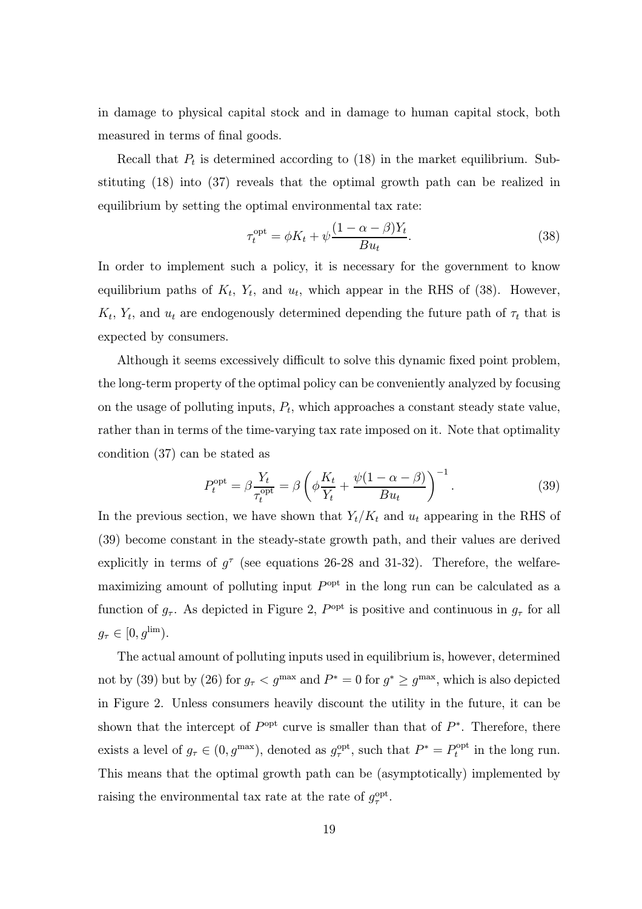in damage to physical capital stock and in damage to human capital stock, both measured in terms of final goods.

Recall that $P_t$ is determined according to (18) in the market equilibrium. Substituting (18) into (37) reveals that the optimal growth path can be realized in equilibrium by setting the optimal environmental tax rate:

$$\tau_t^{\text{opt}} = \phi K_t + \psi \frac{(1-\alpha-\beta)Y_t}{Bu_t}. \tag{38}$$

In order to implement such a policy, it is necessary for the government to know equilibrium paths of $K_t$, $Y_t$, and $u_t$, which appear in the RHS of (38). However, $K_t$, $Y_t$, and $u_t$ are endogenously determined depending the future path of $\tau_t$ that is expected by consumers.

Although it seems excessively difficult to solve this dynamic fixed point problem, the long-term property of the optimal policy can be conveniently analyzed by focusing on the usage of polluting inputs, $P_t$, which approaches a constant steady state value, rather than in terms of the time-varying tax rate imposed on it. Note that optimality condition (37) can be stated as

$$P_t^{\text{opt}} = \beta \frac{Y_t}{\tau_t^{\text{opt}}} = \beta \left( \phi \frac{K_t}{Y_t} + \frac{\psi(1-\alpha-\beta)}{Bu_t} \right)^{-1}. \tag{39}$$

In the previous section, we have shown that $Y_t/K_t$ and $u_t$ appearing in the RHS of (39) become constant in the steady-state growth path, and their values are derived explicitly in terms of $g^\tau$ (see equations 26-28 and 31-32). Therefore, the welfare-maximizing amount of polluting input $P^{\text{opt}}$ in the long run can be calculated as a function of $g_\tau$. As depicted in Figure 2, $P^{\text{opt}}$ is positive and continuous in $g_\tau$ for all $g_\tau \in [0, g^{\text{lim}})$.

The actual amount of polluting inputs used in equilibrium is, however, determined not by (39) but by (26) for $g_\tau < g^{\max}$ and $P^* = 0$ for $g^* \geq g^{\max}$, which is also depicted in Figure 2. Unless consumers heavily discount the utility in the future, it can be shown that the intercept of $P^{\text{opt}}$ curve is smaller than that of $P^*$. Therefore, there exists a level of $g_\tau \in (0, g^{\max})$, denoted as $g_\tau^{\text{opt}}$, such that $P^* = P_t^{\text{opt}}$ in the long run. This means that the optimal growth path can be (asymptotically) implemented by raising the environmental tax rate at the rate of $g_\tau^{\text{opt}}$.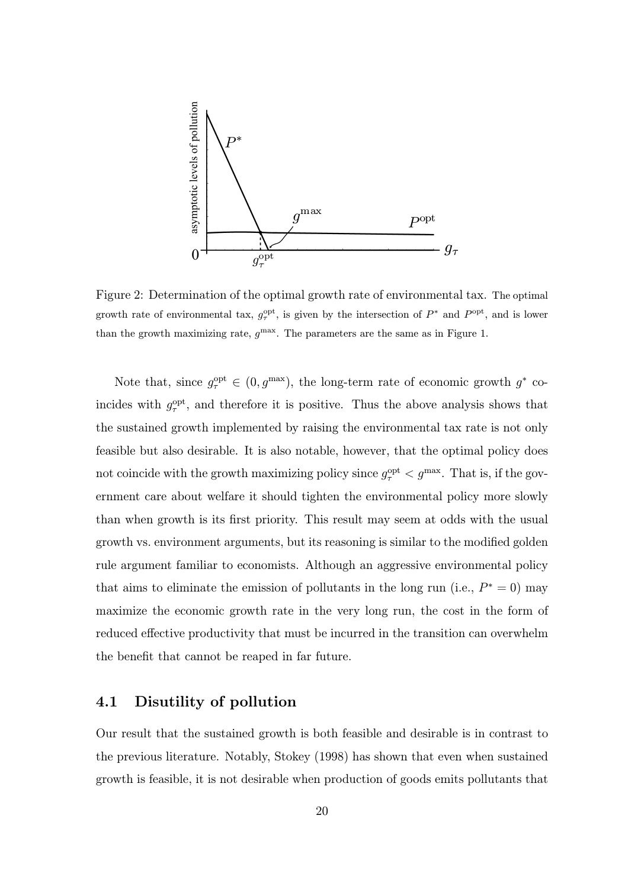Figure 2: Determination of the optimal growth rate of environmental tax. The optimal growth rate of environmental tax, $g_\tau^{\text{opt}}$, is given by the intersection of $P^*$ and $P^{\text{opt}}$, and is lower than the growth maximizing rate, $g^{\max}$. The parameters are the same as in Figure 1.

Note that, since $g_\tau^{\text{opt}} \in (0, g^{\max})$, the long-term rate of economic growth $g^*$ coincides with $g_\tau^{\text{opt}}$, and therefore it is positive. Thus the above analysis shows that the sustained growth implemented by raising the environmental tax rate is not only feasible but also desirable. It is also notable, however, that the optimal policy does not coincide with the growth maximizing policy since $g_\tau^{\text{opt}} < g^{\max}$. That is, if the government care about welfare it should tighten the environmental policy more slowly than when growth is its first priority. This result may seem at odds with the usual growth vs. environment arguments, but its reasoning is similar to the modified golden rule argument familiar to economists. Although an aggressive environmental policy that aims to eliminate the emission of pollutants in the long run (i.e., $P^* = 0$) may maximize the economic growth rate in the very long run, the cost in the form of reduced effective productivity that must be incurred in the transition can overwhelm the benefit that cannot be reaped in far future.

## 4.1 Disutility of pollution

Our result that the sustained growth is both feasible and desirable is in contrast to the previous literature. Notably, Stokey (1998) has shown that even when sustained growth is feasible, it is not desirable when production of goods emits pollutants that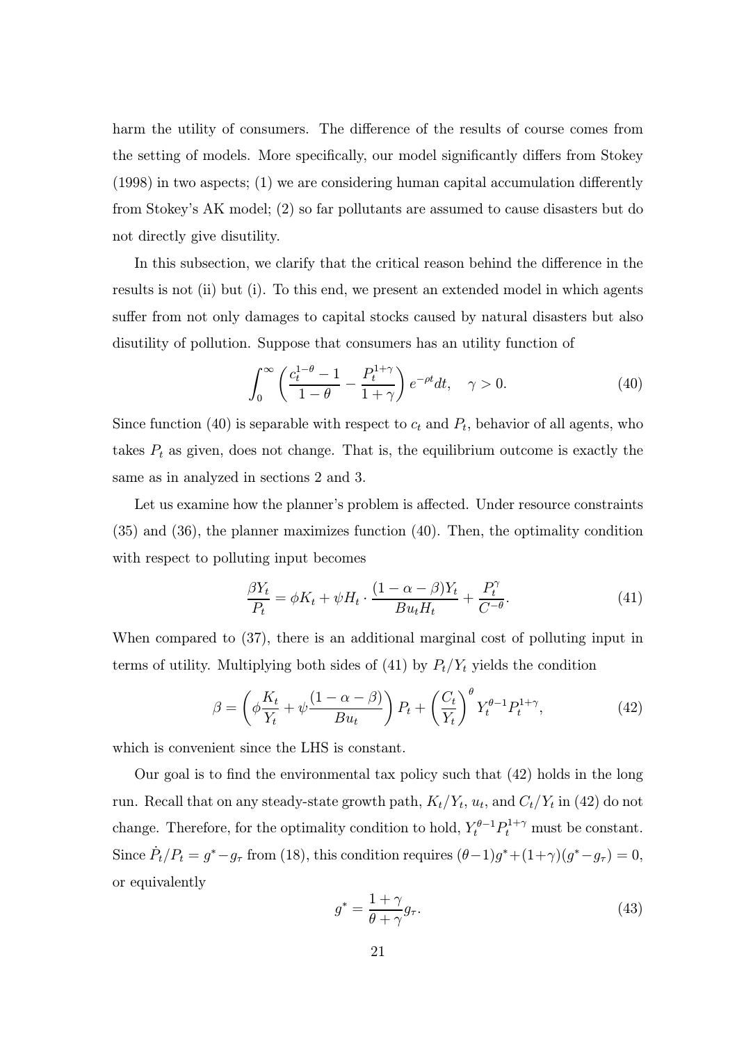harm the utility of consumers. The difference of the results of course comes from the setting of models. More specifically, our model significantly differs from Stokey (1998) in two aspects; (1) we are considering human capital accumulation differently from Stokey's AK model; (2) so far pollutants are assumed to cause disasters but do not directly give disutility.

In this subsection, we clarify that the critical reason behind the difference in the results is not (ii) but (i). To this end, we present an extended model in which agents suffer from not only damages to capital stocks caused by natural disasters but also disutility of pollution. Suppose that consumers has an utility function of

$$\int_0^\infty \left( \frac{c_t^{1-\theta} - 1}{1-\theta} - \frac{P_t^{1+\gamma}}{1+\gamma} \right) e^{-\rho t} dt, \quad \gamma > 0. \tag{40}$$

Since function (40) is separable with respect to $c_t$ and $P_t$, behavior of all agents, who takes $P_t$ as given, does not change. That is, the equilibrium outcome is exactly the same as in analyzed in sections 2 and 3.

Let us examine how the planner's problem is affected. Under resource constraints (35) and (36), the planner maximizes function (40). Then, the optimality condition with respect to polluting input becomes

$$\frac{\beta Y_t}{P_t} = \phi K_t + \psi H_t \cdot \frac{(1-\alpha-\beta)Y_t}{B u_t H_t} + \frac{P_t^\gamma}{C^{-\theta}}. \tag{41}$$

When compared to (37), there is an additional marginal cost of polluting input in terms of utility. Multiplying both sides of (41) by $P_t/Y_t$ yields the condition

$$\beta = \left( \phi \frac{K_t}{Y_t} + \psi \frac{(1-\alpha-\beta)}{B u_t} \right) P_t + \left( \frac{C_t}{Y_t} \right)^\theta Y_t^{\theta-1} P_t^{1+\gamma}, \tag{42}$$

which is convenient since the LHS is constant.

Our goal is to find the environmental tax policy such that (42) holds in the long run. Recall that on any steady-state growth path, $K_t/Y_t$, $u_t$, and $C_t/Y_t$ in (42) do not change. Therefore, for the optimality condition to hold, $Y_t^{\theta-1} P_t^{1+\gamma}$ must be constant. Since $\dot{P}_t/P_t = g^* - g_\tau$ from (18), this condition requires $(\theta-1)g^* + (1+\gamma)(g^* - g_\tau) = 0$, or equivalently

$$g^* = \frac{1+\gamma}{\theta+\gamma} g_\tau. \tag{43}$$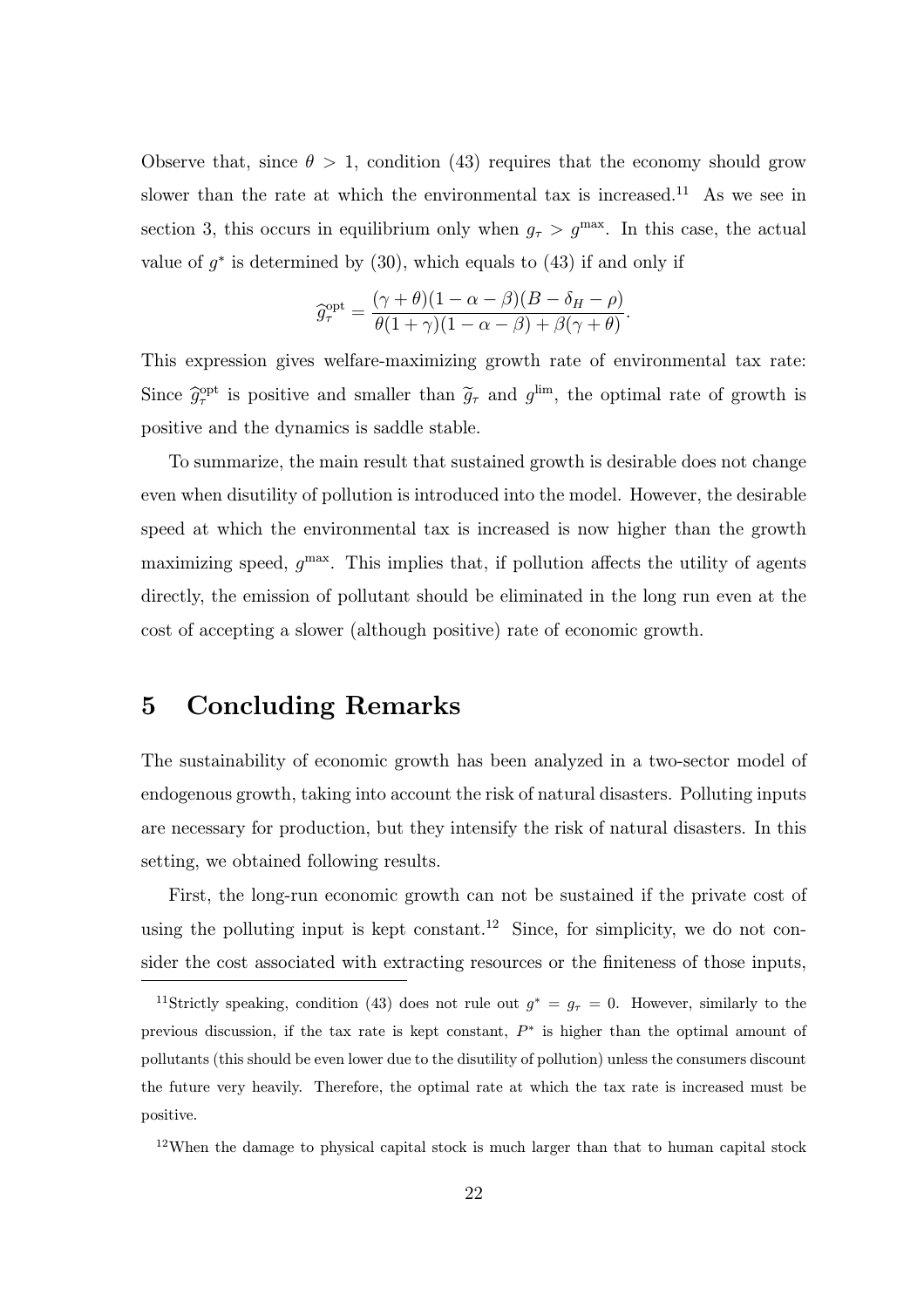Observe that, since $\theta > 1$, condition (43) requires that the economy should grow slower than the rate at which the environmental tax is increased.[11] As we see in section 3, this occurs in equilibrium only when $g_\tau > g^{\max}$. In this case, the actual value of $g^*$ is determined by (30), which equals to (43) if and only if

$$\widehat{g}_\tau^{\text{opt}} = \frac{(\gamma + \theta)(1 - \alpha - \beta)(B - \delta_H - \rho)}{\theta(1 + \gamma)(1 - \alpha - \beta) + \beta(\gamma + \theta)}.$$

This expression gives welfare-maximizing growth rate of environmental tax rate: Since $\widehat{g}_\tau^{\text{opt}}$ is positive and smaller than $\widetilde{g}_\tau$ and $g^{\lim}$, the optimal rate of growth is positive and the dynamics is saddle stable.

To summarize, the main result that sustained growth is desirable does not change even when disutility of pollution is introduced into the model. However, the desirable speed at which the environmental tax is increased is now higher than the growth maximizing speed, $g^{\max}$. This implies that, if pollution affects the utility of agents directly, the emission of pollutant should be eliminated in the long run even at the cost of accepting a slower (although positive) rate of economic growth.

# 5 Concluding Remarks

The sustainability of economic growth has been analyzed in a two-sector model of endogenous growth, taking into account the risk of natural disasters. Polluting inputs are necessary for production, but they intensify the risk of natural disasters. In this setting, we obtained following results.

First, the long-run economic growth can not be sustained if the private cost of using the polluting input is kept constant.[12] Since, for simplicity, we do not consider the cost associated with extracting resources or the finiteness of those inputs,

---

[11] Strictly speaking, condition (43) does not rule out $g^* = g_\tau = 0$. However, similarly to the previous discussion, if the tax rate is kept constant, $P^*$ is higher than the optimal amount of pollutants (this should be even lower due to the disutility of pollution) unless the consumers discount the future very heavily. Therefore, the optimal rate at which the tax rate is increased must be positive.

[12] When the damage to physical capital stock is much larger than that to human capital stock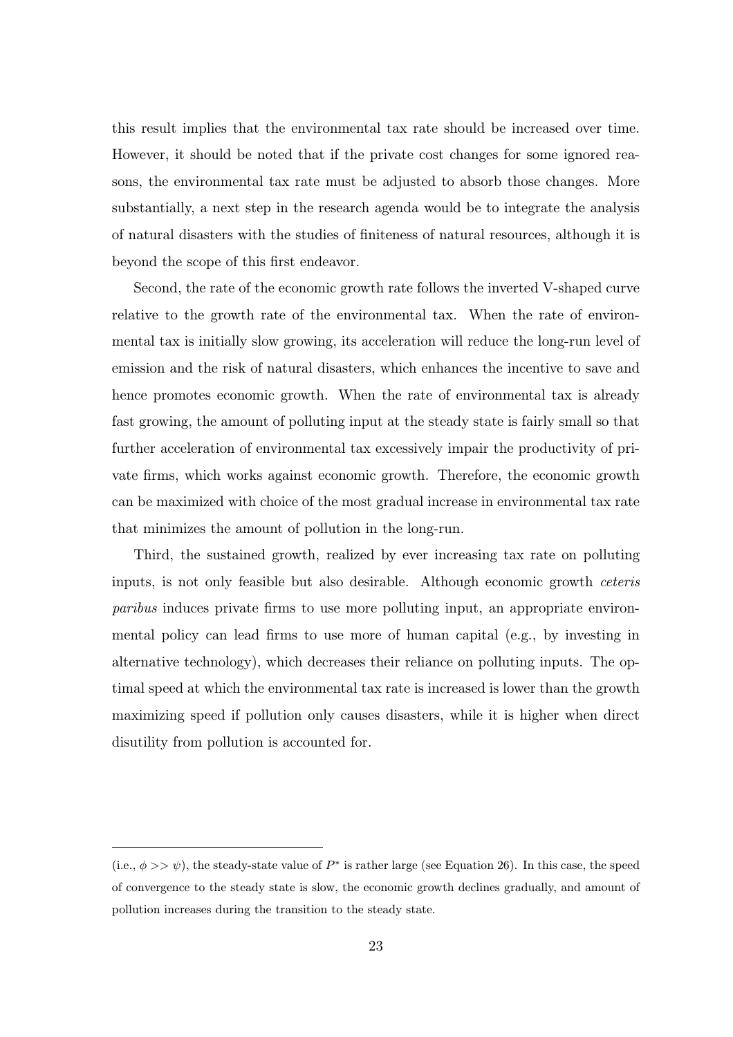this result implies that the environmental tax rate should be increased over time. However, it should be noted that if the private cost changes for some ignored reasons, the environmental tax rate must be adjusted to absorb those changes. More substantially, a next step in the research agenda would be to integrate the analysis of natural disasters with the studies of finiteness of natural resources, although it is beyond the scope of this first endeavor.

Second, the rate of the economic growth rate follows the inverted V-shaped curve relative to the growth rate of the environmental tax. When the rate of environmental tax is initially slow growing, its acceleration will reduce the long-run level of emission and the risk of natural disasters, which enhances the incentive to save and hence promotes economic growth. When the rate of environmental tax is already fast growing, the amount of polluting input at the steady state is fairly small so that further acceleration of environmental tax excessively impair the productivity of private firms, which works against economic growth. Therefore, the economic growth can be maximized with choice of the most gradual increase in environmental tax rate that minimizes the amount of pollution in the long-run.

Third, the sustained growth, realized by ever increasing tax rate on polluting inputs, is not only feasible but also desirable. Although economic growth *ceteris paribus* induces private firms to use more polluting input, an appropriate environmental policy can lead firms to use more of human capital (e.g., by investing in alternative technology), which decreases their reliance on polluting inputs. The optimal speed at which the environmental tax rate is increased is lower than the growth maximizing speed if pollution only causes disasters, while it is higher when direct disutility from pollution is accounted for.

---

(i.e., $\phi >> \psi$), the steady-state value of $P^*$ is rather large (see Equation 26). In this case, the speed of convergence to the steady state is slow, the economic growth declines gradually, and amount of pollution increases during the transition to the steady state.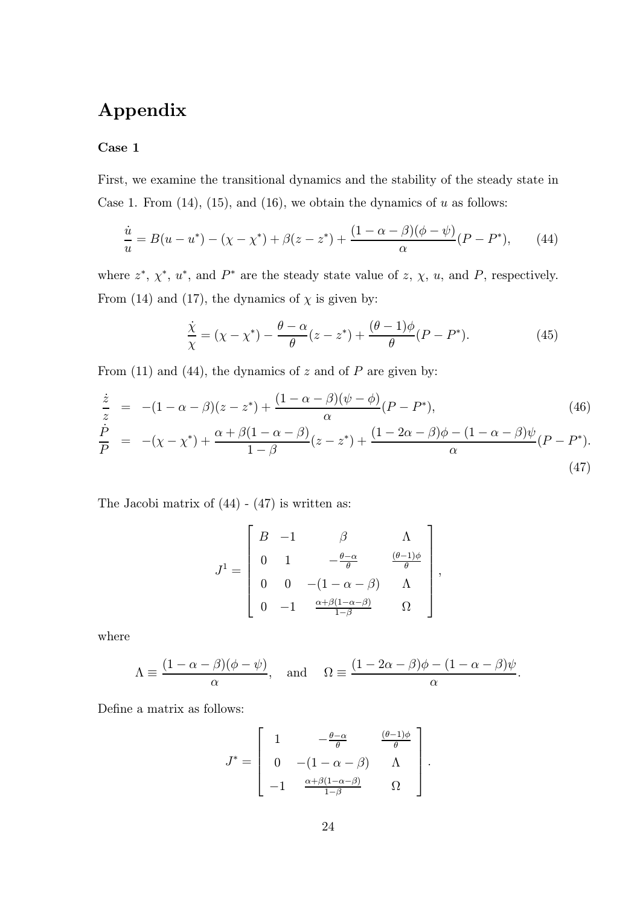# Appendix

### Case 1

First, we examine the transitional dynamics and the stability of the steady state in Case 1. From (14), (15), and (16), we obtain the dynamics of $u$ as follows:

$$\frac{\dot{u}}{u} = B(u - u^*) - (\chi - \chi^*) + \beta(z - z^*) + \frac{(1-\alpha-\beta)(\phi - \psi)}{\alpha}(P - P^*), \tag{44}$$

where $z^*$, $\chi^*$, $u^*$, and $P^*$ are the steady state value of $z$, $\chi$, $u$, and $P$, respectively. From (14) and (17), the dynamics of $\chi$ is given by:

$$\frac{\dot{\chi}}{\chi} = (\chi - \chi^*) - \frac{\theta - \alpha}{\theta}(z - z^*) + \frac{(\theta - 1)\phi}{\theta}(P - P^*). \tag{45}$$

From (11) and (44), the dynamics of $z$ and of $P$ are given by:

$$\frac{\dot{z}}{z} = -(1-\alpha-\beta)(z - z^*) + \frac{(1-\alpha-\beta)(\psi - \phi)}{\alpha}(P - P^*), \tag{46}$$

$$\frac{\dot{P}}{P} = -(\chi - \chi^*) + \frac{\alpha + \beta(1-\alpha-\beta)}{1-\beta}(z - z^*) + \frac{(1-2\alpha-\beta)\phi - (1-\alpha-\beta)\psi}{\alpha}(P - P^*). \tag{47}$$

The Jacobi matrix of (44) - (47) is written as:

$$J^1 = \begin{bmatrix} B & -1 & \beta & \Lambda \\ 0 & 1 & -\frac{\theta-\alpha}{\theta} & \frac{(\theta-1)\phi}{\theta} \\ 0 & 0 & -(1-\alpha-\beta) & \Lambda \\ 0 & -1 & \frac{\alpha+\beta(1-\alpha-\beta)}{1-\beta} & \Omega \end{bmatrix},$$

where

$$\Lambda \equiv \frac{(1-\alpha-\beta)(\phi - \psi)}{\alpha}, \quad \text{and} \quad \Omega \equiv \frac{(1-2\alpha-\beta)\phi - (1-\alpha-\beta)\psi}{\alpha}.$$

Define a matrix as follows:

$$J^* = \begin{bmatrix} 1 & -\frac{\theta-\alpha}{\theta} & \frac{(\theta-1)\phi}{\theta} \\ 0 & -(1-\alpha-\beta) & \Lambda \\ -1 & \frac{\alpha+\beta(1-\alpha-\beta)}{1-\beta} & \Omega \end{bmatrix}.$$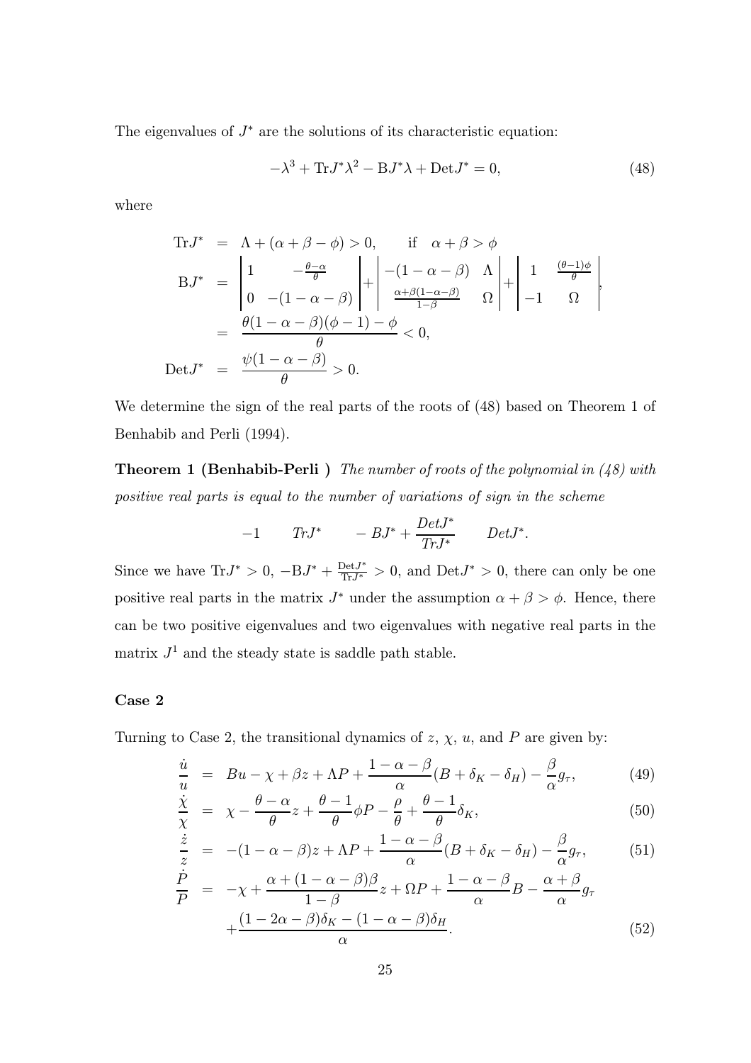The eigenvalues of $J^*$ are the solutions of its characteristic equation:

$$-\lambda^3 + \text{Tr}J^*\lambda^2 - \text{B}J^*\lambda + \text{Det}J^* = 0, \tag{48}$$

where

$$\begin{aligned}
\text{Tr}J^* &= \Lambda + (\alpha + \beta - \phi) > 0, \qquad \text{if} \quad \alpha + \beta > \phi \\
\text{B}J^* &= \begin{vmatrix} 1 & -\frac{\theta-\alpha}{\theta} \\ 0 & -(1-\alpha-\beta) \end{vmatrix} + \begin{vmatrix} -(1-\alpha-\beta) & \Lambda \\ \frac{\alpha+\beta(1-\alpha-\beta)}{1-\beta} & \Omega \end{vmatrix} + \begin{vmatrix} 1 & \frac{(\theta-1)\phi}{\theta} \\ -1 & \Omega \end{vmatrix}, \\
&= \frac{\theta(1-\alpha-\beta)(\phi-1) - \phi}{\theta} < 0, \\
\text{Det}J^* &= \frac{\psi(1-\alpha-\beta)}{\theta} > 0.
\end{aligned}$$

We determine the sign of the real parts of the roots of (48) based on Theorem 1 of Benhabib and Perli (1994).

**Theorem 1 (Benhabib-Perli )** *The number of roots of the polynomial in (48) with positive real parts is equal to the number of variations of sign in the scheme*

$$-1 \qquad TrJ^* \qquad -BJ^* + \frac{DetJ^*}{TrJ^*} \qquad DetJ^*.$$

Since we have $\text{Tr}J^* > 0$, $-\text{B}J^* + \frac{\text{Det}J^*}{\text{Tr}J^*} > 0$, and $\text{Det}J^* > 0$, there can only be one positive real parts in the matrix $J^*$ under the assumption $\alpha + \beta > \phi$. Hence, there can be two positive eigenvalues and two eigenvalues with negative real parts in the matrix $J^1$ and the steady state is saddle path stable.

#### Case 2

Turning to Case 2, the transitional dynamics of $z$, $\chi$, $u$, and $P$ are given by:

$$\frac{\dot{u}}{u} = Bu - \chi + \beta z + \Lambda P + \frac{1-\alpha-\beta}{\alpha}(B + \delta_K - \delta_H) - \frac{\beta}{\alpha}g_\tau, \tag{49}$$

$$\frac{\dot{\chi}}{\chi} = \chi - \frac{\theta-\alpha}{\theta}z + \frac{\theta-1}{\theta}\phi P - \frac{\rho}{\theta} + \frac{\theta-1}{\theta}\delta_K, \tag{50}$$

$$\frac{\dot{z}}{z} = -(1-\alpha-\beta)z + \Lambda P + \frac{1-\alpha-\beta}{\alpha}(B + \delta_K - \delta_H) - \frac{\beta}{\alpha}g_\tau, \tag{51}$$

$$\begin{aligned}
\frac{\dot{P}}{P} &= -\chi + \frac{\alpha + (1-\alpha-\beta)\beta}{1-\beta}z + \Omega P + \frac{1-\alpha-\beta}{\alpha}B - \frac{\alpha+\beta}{\alpha}g_\tau \\
&\quad + \frac{(1-2\alpha-\beta)\delta_K - (1-\alpha-\beta)\delta_H}{\alpha}.
\end{aligned} \tag{52}$$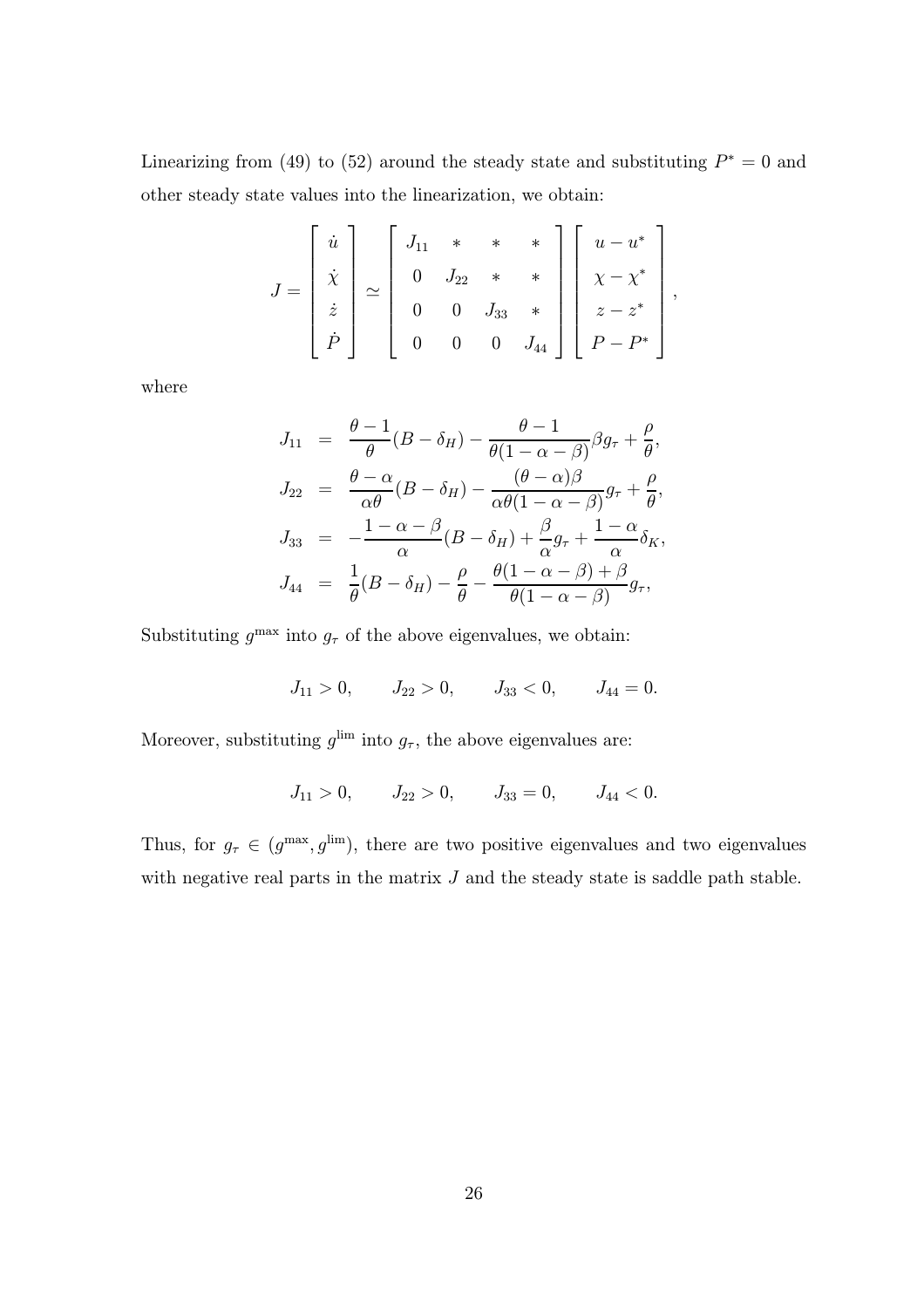Linearizing from (49) to (52) around the steady state and substituting $P^* = 0$ and other steady state values into the linearization, we obtain:

$$
J = \begin{bmatrix} \dot{u} \\ \dot{\chi} \\ \dot{z} \\ \dot{P} \end{bmatrix} \simeq \begin{bmatrix} J_{11} & * & * & * \\ 0 & J_{22} & * & * \\ 0 & 0 & J_{33} & * \\ 0 & 0 & 0 & J_{44} \end{bmatrix} \begin{bmatrix} u - u^* \\ \chi - \chi^* \\ z - z^* \\ P - P^* \end{bmatrix},
$$

where

$$
\begin{aligned}
J_{11} &= \frac{\theta - 1}{\theta}(B - \delta_H) - \frac{\theta - 1}{\theta(1 - \alpha - \beta)}\beta g_\tau + \frac{\rho}{\theta}, \\
J_{22} &= \frac{\theta - \alpha}{\alpha\theta}(B - \delta_H) - \frac{(\theta - \alpha)\beta}{\alpha\theta(1 - \alpha - \beta)}g_\tau + \frac{\rho}{\theta}, \\
J_{33} &= -\frac{1 - \alpha - \beta}{\alpha}(B - \delta_H) + \frac{\beta}{\alpha}g_\tau + \frac{1 - \alpha}{\alpha}\delta_K, \\
J_{44} &= \frac{1}{\theta}(B - \delta_H) - \frac{\rho}{\theta} - \frac{\theta(1 - \alpha - \beta) + \beta}{\theta(1 - \alpha - \beta)}g_\tau,
\end{aligned}
$$

Substituting $g^{\max}$ into $g_\tau$ of the above eigenvalues, we obtain:

$$
J_{11} > 0, \qquad J_{22} > 0, \qquad J_{33} < 0, \qquad J_{44} = 0.
$$

Moreover, substituting $g^{\lim}$ into $g_\tau$, the above eigenvalues are:

$$
J_{11} > 0, \qquad J_{22} > 0, \qquad J_{33} = 0, \qquad J_{44} < 0.
$$

Thus, for $g_\tau \in (g^{\max}, g^{\lim})$, there are two positive eigenvalues and two eigenvalues with negative real parts in the matrix $J$ and the steady state is saddle path stable.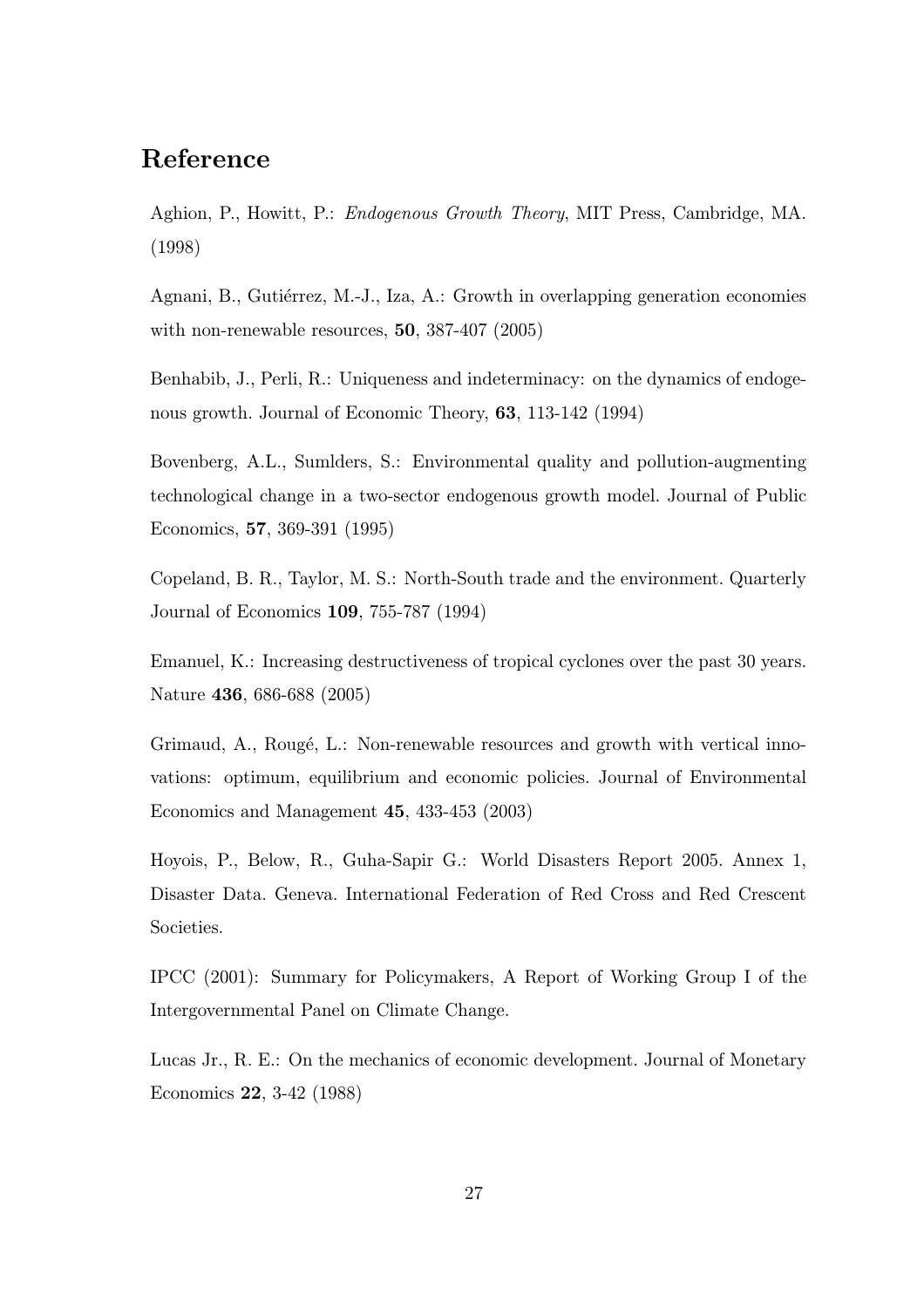## Reference

Aghion, P., Howitt, P.: *Endogenous Growth Theory*, MIT Press, Cambridge, MA. (1998)

Agnani, B., Gutiérrez, M.-J., Iza, A.: Growth in overlapping generation economies with non-renewable resources, **50**, 387-407 (2005)

Benhabib, J., Perli, R.: Uniqueness and indeterminacy: on the dynamics of endogenous growth. Journal of Economic Theory, **63**, 113-142 (1994)

Bovenberg, A.L., Sumlders, S.: Environmental quality and pollution-augmenting technological change in a two-sector endogenous growth model. Journal of Public Economics, **57**, 369-391 (1995)

Copeland, B. R., Taylor, M. S.: North-South trade and the environment. Quarterly Journal of Economics **109**, 755-787 (1994)

Emanuel, K.: Increasing destructiveness of tropical cyclones over the past 30 years. Nature **436**, 686-688 (2005)

Grimaud, A., Rougé, L.: Non-renewable resources and growth with vertical innovations: optimum, equilibrium and economic policies. Journal of Environmental Economics and Management **45**, 433-453 (2003)

Hoyois, P., Below, R., Guha-Sapir G.: World Disasters Report 2005. Annex 1, Disaster Data. Geneva. International Federation of Red Cross and Red Crescent Societies.

IPCC (2001): Summary for Policymakers, A Report of Working Group I of the Intergovernmental Panel on Climate Change.

Lucas Jr., R. E.: On the mechanics of economic development. Journal of Monetary Economics **22**, 3-42 (1988)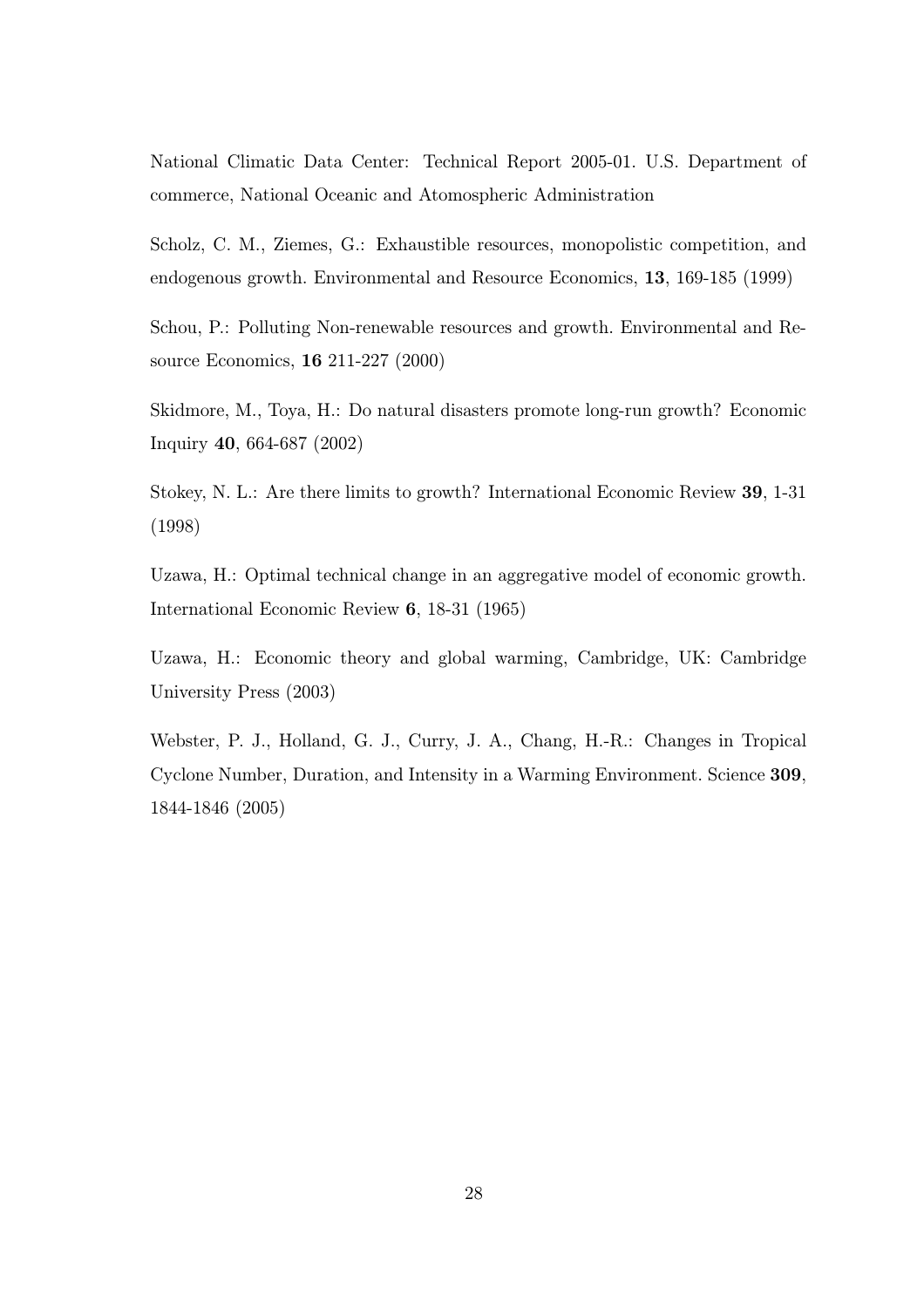National Climatic Data Center: Technical Report 2005-01. U.S. Department of commerce, National Oceanic and Atomospheric Administration

Scholz, C. M., Ziemes, G.: Exhaustible resources, monopolistic competition, and endogenous growth. Environmental and Resource Economics, **13**, 169-185 (1999)

Schou, P.: Polluting Non-renewable resources and growth. Environmental and Resource Economics, **16** 211-227 (2000)

Skidmore, M., Toya, H.: Do natural disasters promote long-run growth? Economic Inquiry **40**, 664-687 (2002)

Stokey, N. L.: Are there limits to growth? International Economic Review **39**, 1-31 (1998)

Uzawa, H.: Optimal technical change in an aggregative model of economic growth. International Economic Review **6**, 18-31 (1965)

Uzawa, H.: Economic theory and global warming, Cambridge, UK: Cambridge University Press (2003)

Webster, P. J., Holland, G. J., Curry, J. A., Chang, H.-R.: Changes in Tropical Cyclone Number, Duration, and Intensity in a Warming Environment. Science **309**, 1844-1846 (2005)